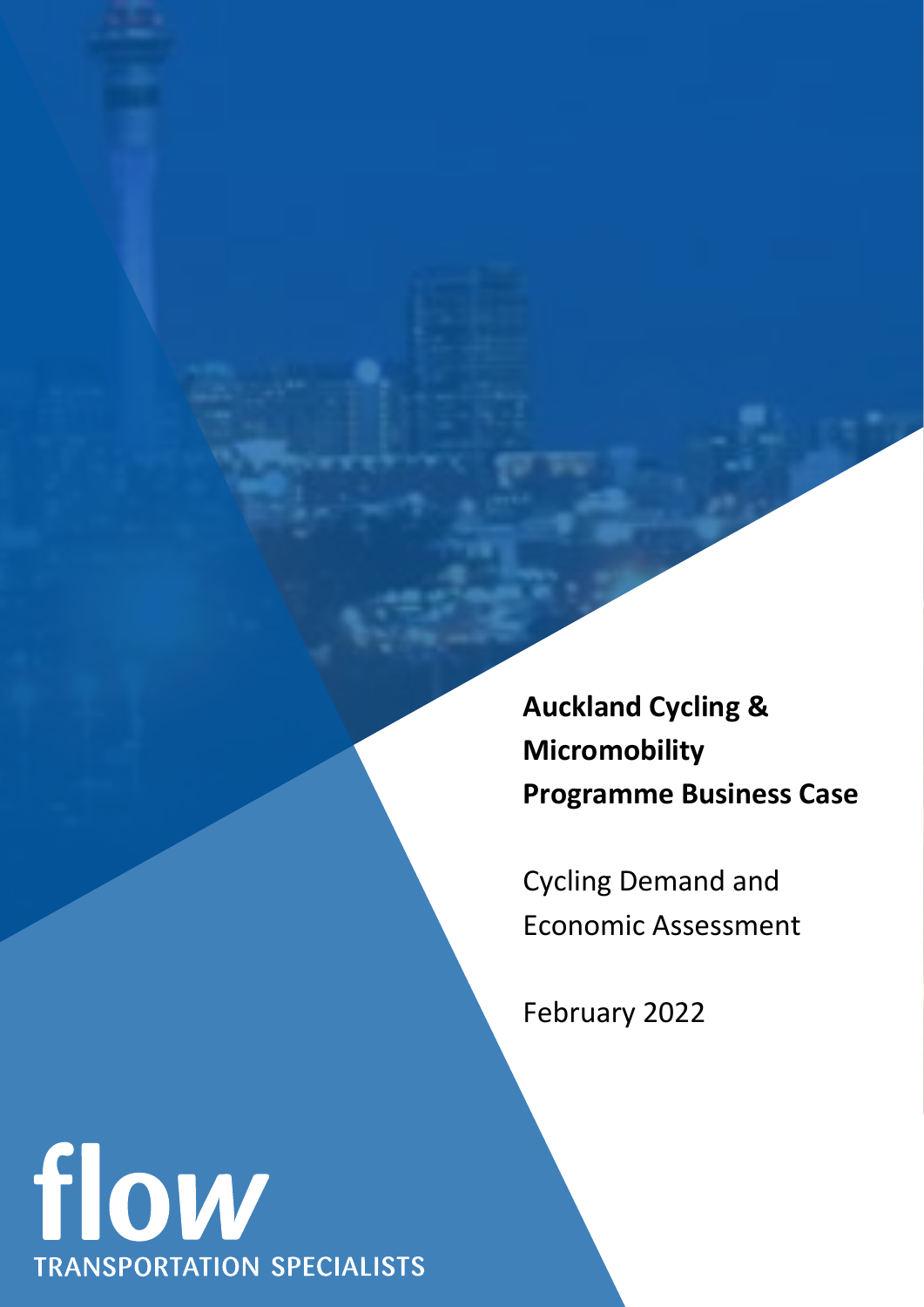# Auckland Cycling & Micromobility Programme Business Case

Cycling Demand and Economic Assessment

February 2022

flow

TRANSPORTATION SPECIALISTS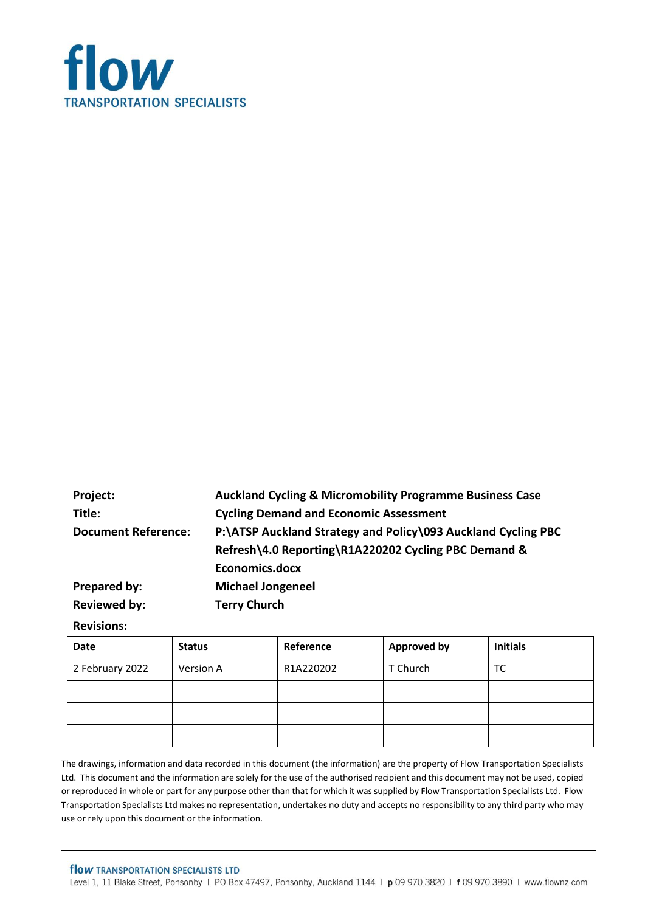flow

TRANSPORTATION SPECIALISTS

| | |
|---|---|
| **Project:** | **Auckland Cycling & Micromobility Programme Business Case** |
| **Title:** | **Cycling Demand and Economic Assessment** |
| **Document Reference:** | **P:\ATSP Auckland Strategy and Policy\093 Auckland Cycling PBC Refresh\4.0 Reporting\R1A220202 Cycling PBC Demand & Economics.docx** |
| **Prepared by:** | **Michael Jongeneel** |
| **Reviewed by:** | **Terry Church** |

**Revisions:**

| Date | Status | Reference | Approved by | Initials |
|---|---|---|---|---|
| 2 February 2022 | Version A | R1A220202 | T Church | TC |
| | | | | |
| | | | | |
| | | | | |

The drawings, information and data recorded in this document (the information) are the property of Flow Transportation Specialists Ltd. This document and the information are solely for the use of the authorised recipient and this document may not be used, copied or reproduced in whole or part for any purpose other than that for which it was supplied by Flow Transportation Specialists Ltd. Flow Transportation Specialists Ltd makes no representation, undertakes no duty and accepts no responsibility to any third party who may use or rely upon this document or the information.

flow TRANSPORTATION SPECIALISTS LTD
Level 1, 11 Blake Street, Ponsonby | PO Box 47497, Ponsonby, Auckland 1144 | p 09 970 3820 | f 09 970 3890 | www.flownz.com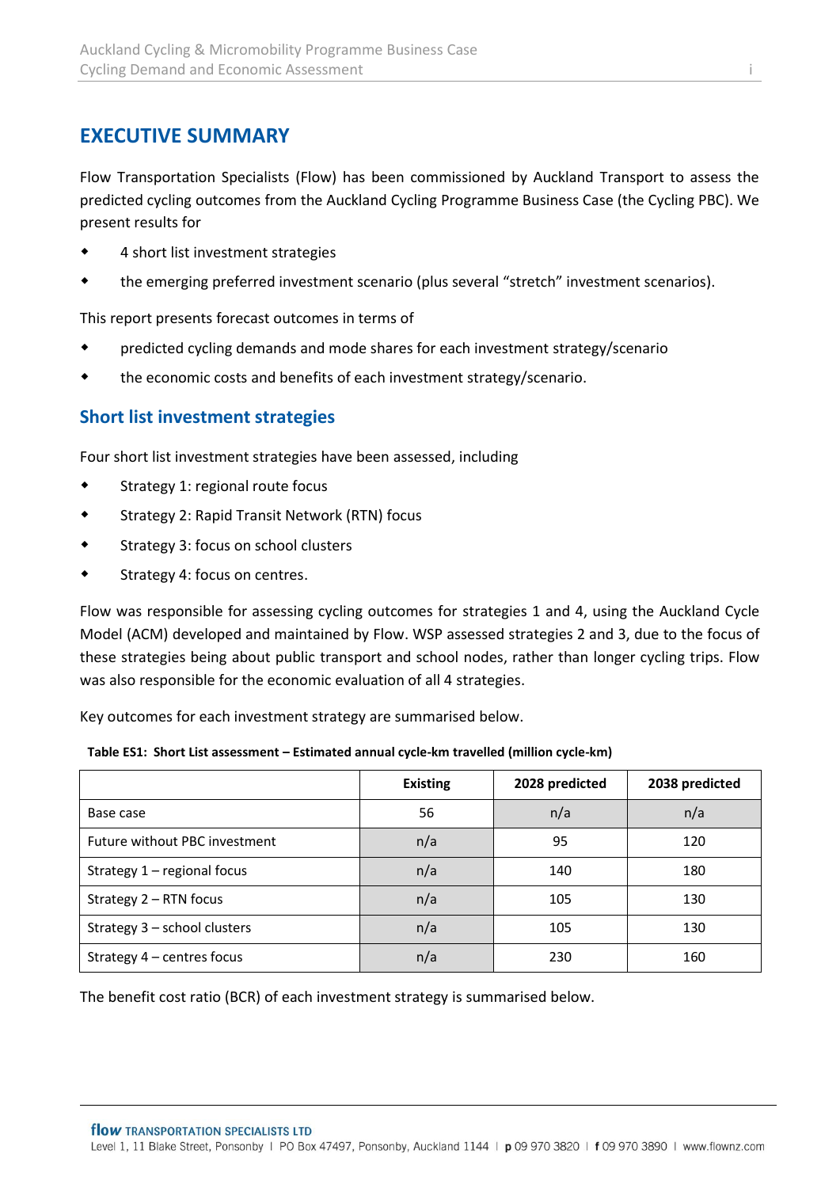# EXECUTIVE SUMMARY

Flow Transportation Specialists (Flow) has been commissioned by Auckland Transport to assess the predicted cycling outcomes from the Auckland Cycling Programme Business Case (the Cycling PBC). We present results for

- 4 short list investment strategies
- the emerging preferred investment scenario (plus several "stretch" investment scenarios).

This report presents forecast outcomes in terms of

- predicted cycling demands and mode shares for each investment strategy/scenario
- the economic costs and benefits of each investment strategy/scenario.

## Short list investment strategies

Four short list investment strategies have been assessed, including

- Strategy 1: regional route focus
- Strategy 2: Rapid Transit Network (RTN) focus
- Strategy 3: focus on school clusters
- Strategy 4: focus on centres.

Flow was responsible for assessing cycling outcomes for strategies 1 and 4, using the Auckland Cycle Model (ACM) developed and maintained by Flow. WSP assessed strategies 2 and 3, due to the focus of these strategies being about public transport and school nodes, rather than longer cycling trips. Flow was also responsible for the economic evaluation of all 4 strategies.

Key outcomes for each investment strategy are summarised below.

**Table ES1: Short List assessment – Estimated annual cycle-km travelled (million cycle-km)**

| | Existing | 2028 predicted | 2038 predicted |
|---|---|---|---|
| Base case | 56 | n/a | n/a |
| Future without PBC investment | n/a | 95 | 120 |
| Strategy 1 – regional focus | n/a | 140 | 180 |
| Strategy 2 – RTN focus | n/a | 105 | 130 |
| Strategy 3 – school clusters | n/a | 105 | 130 |
| Strategy 4 – centres focus | n/a | 230 | 160 |

The benefit cost ratio (BCR) of each investment strategy is summarised below.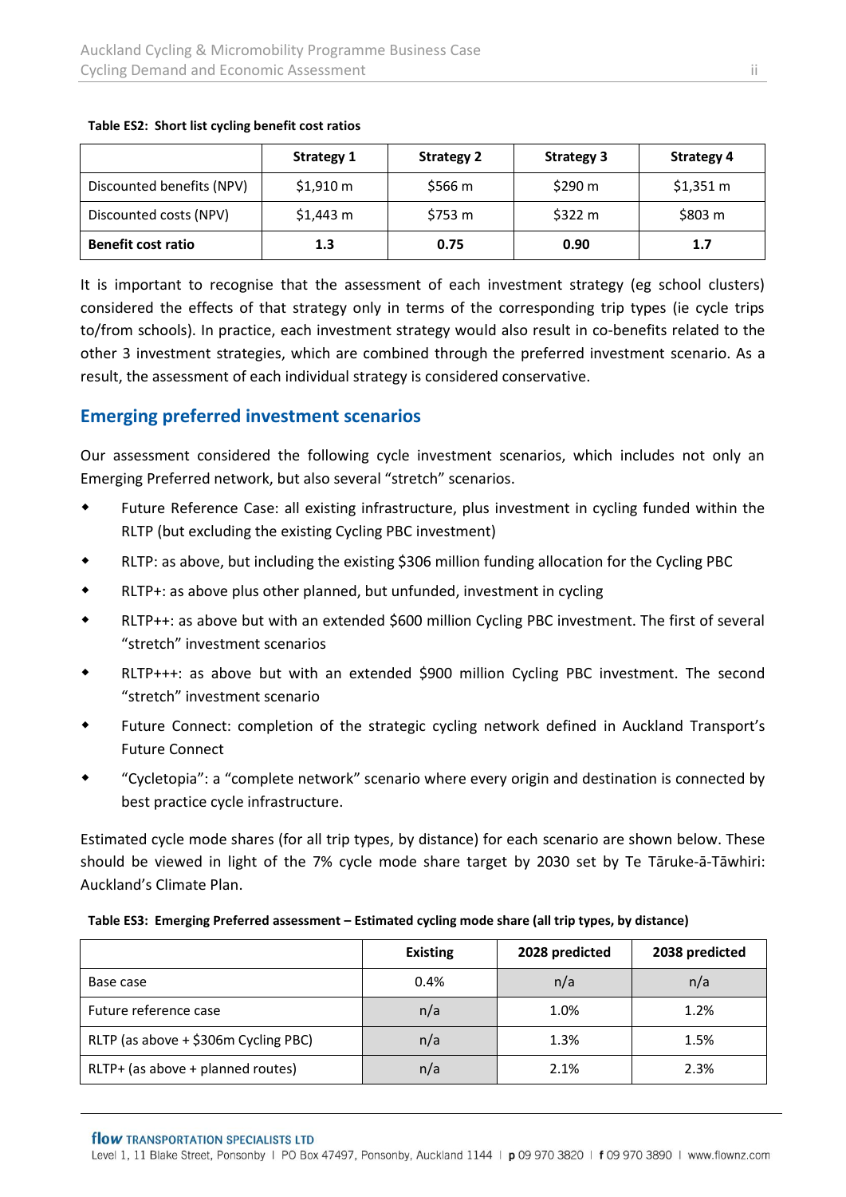**Table ES2: Short list cycling benefit cost ratios**

| | Strategy 1 | Strategy 2 | Strategy 3 | Strategy 4 |
|---|---|---|---|---|
| Discounted benefits (NPV) | $1,910 m | $566 m | $290 m | $1,351 m |
| Discounted costs (NPV) | $1,443 m | $753 m | $322 m | $803 m |
| **Benefit cost ratio** | **1.3** | **0.75** | **0.90** | **1.7** |

It is important to recognise that the assessment of each investment strategy (eg school clusters) considered the effects of that strategy only in terms of the corresponding trip types (ie cycle trips to/from schools). In practice, each investment strategy would also result in co-benefits related to the other 3 investment strategies, which are combined through the preferred investment scenario. As a result, the assessment of each individual strategy is considered conservative.

## Emerging preferred investment scenarios

Our assessment considered the following cycle investment scenarios, which includes not only an Emerging Preferred network, but also several "stretch" scenarios.

- Future Reference Case: all existing infrastructure, plus investment in cycling funded within the RLTP (but excluding the existing Cycling PBC investment)
- RLTP: as above, but including the existing $306 million funding allocation for the Cycling PBC
- RLTP+: as above plus other planned, but unfunded, investment in cycling
- RLTP++: as above but with an extended $600 million Cycling PBC investment. The first of several "stretch" investment scenarios
- RLTP+++: as above but with an extended $900 million Cycling PBC investment. The second "stretch" investment scenario
- Future Connect: completion of the strategic cycling network defined in Auckland Transport's Future Connect
- "Cycletopia": a "complete network" scenario where every origin and destination is connected by best practice cycle infrastructure.

Estimated cycle mode shares (for all trip types, by distance) for each scenario are shown below. These should be viewed in light of the 7% cycle mode share target by 2030 set by Te Tāruke-ā-Tāwhiri: Auckland's Climate Plan.

**Table ES3: Emerging Preferred assessment – Estimated cycling mode share (all trip types, by distance)**

| | Existing | 2028 predicted | 2038 predicted |
|---|---|---|---|
| Base case | 0.4% | n/a | n/a |
| Future reference case | n/a | 1.0% | 1.2% |
| RLTP (as above + $306m Cycling PBC) | n/a | 1.3% | 1.5% |
| RLTP+ (as above + planned routes) | n/a | 2.1% | 2.3% |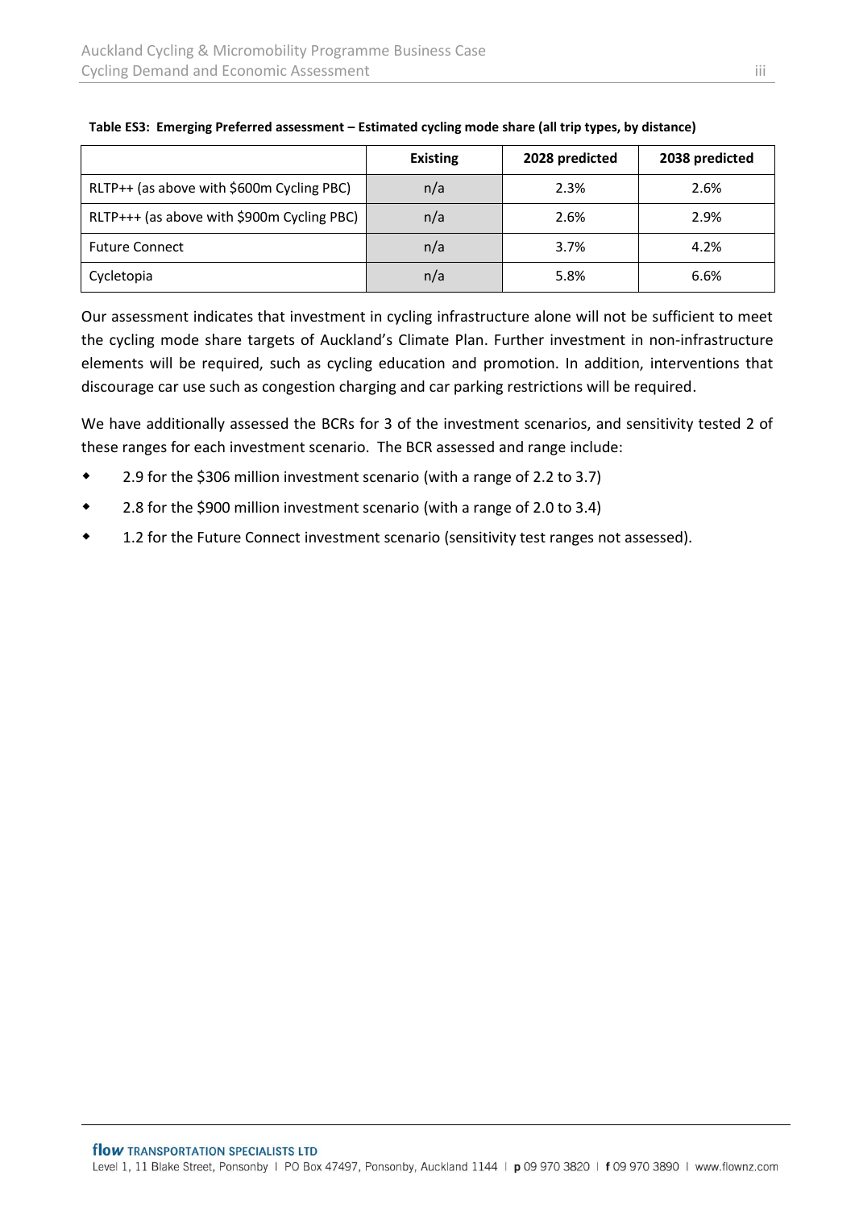**Table ES3: Emerging Preferred assessment – Estimated cycling mode share (all trip types, by distance)**

| | Existing | 2028 predicted | 2038 predicted |
|---|---|---|---|
| RLTP++ (as above with $600m Cycling PBC) | n/a | 2.3% | 2.6% |
| RLTP+++ (as above with $900m Cycling PBC) | n/a | 2.6% | 2.9% |
| Future Connect | n/a | 3.7% | 4.2% |
| Cycletopia | n/a | 5.8% | 6.6% |

Our assessment indicates that investment in cycling infrastructure alone will not be sufficient to meet the cycling mode share targets of Auckland's Climate Plan. Further investment in non-infrastructure elements will be required, such as cycling education and promotion. In addition, interventions that discourage car use such as congestion charging and car parking restrictions will be required.

We have additionally assessed the BCRs for 3 of the investment scenarios, and sensitivity tested 2 of these ranges for each investment scenario. The BCR assessed and range include:

- 2.9 for the $306 million investment scenario (with a range of 2.2 to 3.7)
- 2.8 for the $900 million investment scenario (with a range of 2.0 to 3.4)
- 1.2 for the Future Connect investment scenario (sensitivity test ranges not assessed).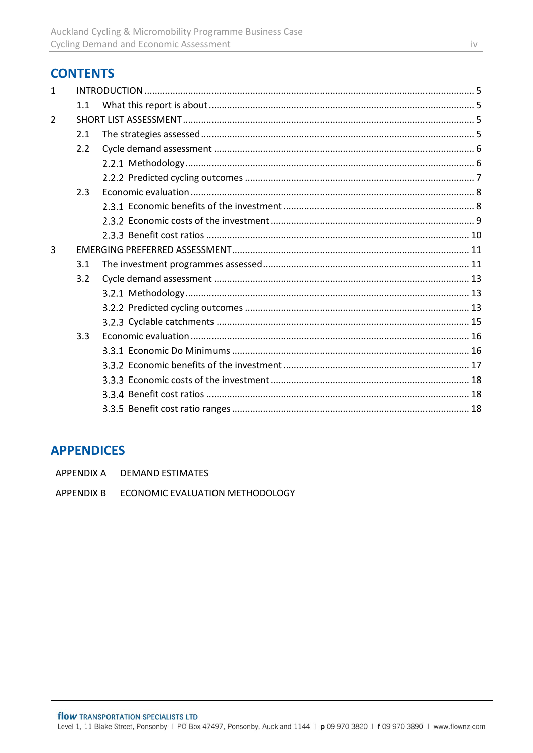# CONTENTS

1 INTRODUCTION ..... 5
  1.1 What this report is about ..... 5
2 SHORT LIST ASSESSMENT ..... 5
  2.1 The strategies assessed ..... 5
  2.2 Cycle demand assessment ..... 6
    2.2.1 Methodology ..... 6
    2.2.2 Predicted cycling outcomes ..... 7
  2.3 Economic evaluation ..... 8
    2.3.1 Economic benefits of the investment ..... 8
    2.3.2 Economic costs of the investment ..... 9
    2.3.3 Benefit cost ratios ..... 10
3 EMERGING PREFERRED ASSESSMENT ..... 11
  3.1 The investment programmes assessed ..... 11
  3.2 Cycle demand assessment ..... 13
    3.2.1 Methodology ..... 13
    3.2.2 Predicted cycling outcomes ..... 13
    3.2.3 Cyclable catchments ..... 15
  3.3 Economic evaluation ..... 16
    3.3.1 Economic Do Minimums ..... 16
    3.3.2 Economic benefits of the investment ..... 17
    3.3.3 Economic costs of the investment ..... 18
    3.3.4 Benefit cost ratios ..... 18
    3.3.5 Benefit cost ratio ranges ..... 18

# APPENDICES

APPENDIX A DEMAND ESTIMATES

APPENDIX B ECONOMIC EVALUATION METHODOLOGY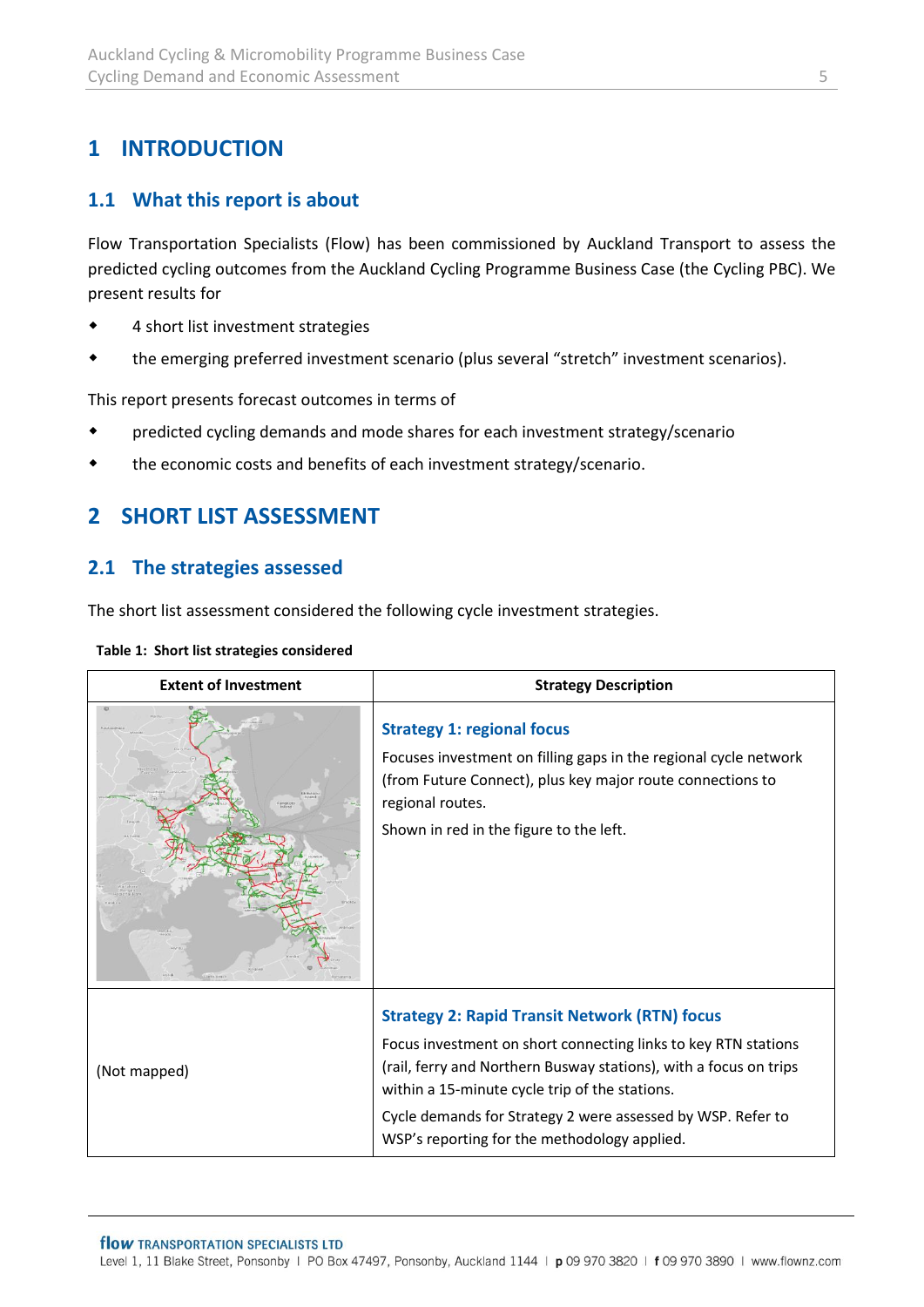# 1 INTRODUCTION

## 1.1 What this report is about

Flow Transportation Specialists (Flow) has been commissioned by Auckland Transport to assess the predicted cycling outcomes from the Auckland Cycling Programme Business Case (the Cycling PBC). We present results for

- 4 short list investment strategies
- the emerging preferred investment scenario (plus several "stretch" investment scenarios).

This report presents forecast outcomes in terms of

- predicted cycling demands and mode shares for each investment strategy/scenario
- the economic costs and benefits of each investment strategy/scenario.

# 2 SHORT LIST ASSESSMENT

## 2.1 The strategies assessed

The short list assessment considered the following cycle investment strategies.

**Table 1: Short list strategies considered**

| Extent of Investment | Strategy Description |
|---|---|
| | **Strategy 1: regional focus**<br>Focuses investment on filling gaps in the regional cycle network (from Future Connect), plus key major route connections to regional routes.<br>Shown in red in the figure to the left. |
| (Not mapped) | **Strategy 2: Rapid Transit Network (RTN) focus**<br>Focus investment on short connecting links to key RTN stations (rail, ferry and Northern Busway stations), with a focus on trips within a 15-minute cycle trip of the stations.<br>Cycle demands for Strategy 2 were assessed by WSP. Refer to WSP's reporting for the methodology applied. |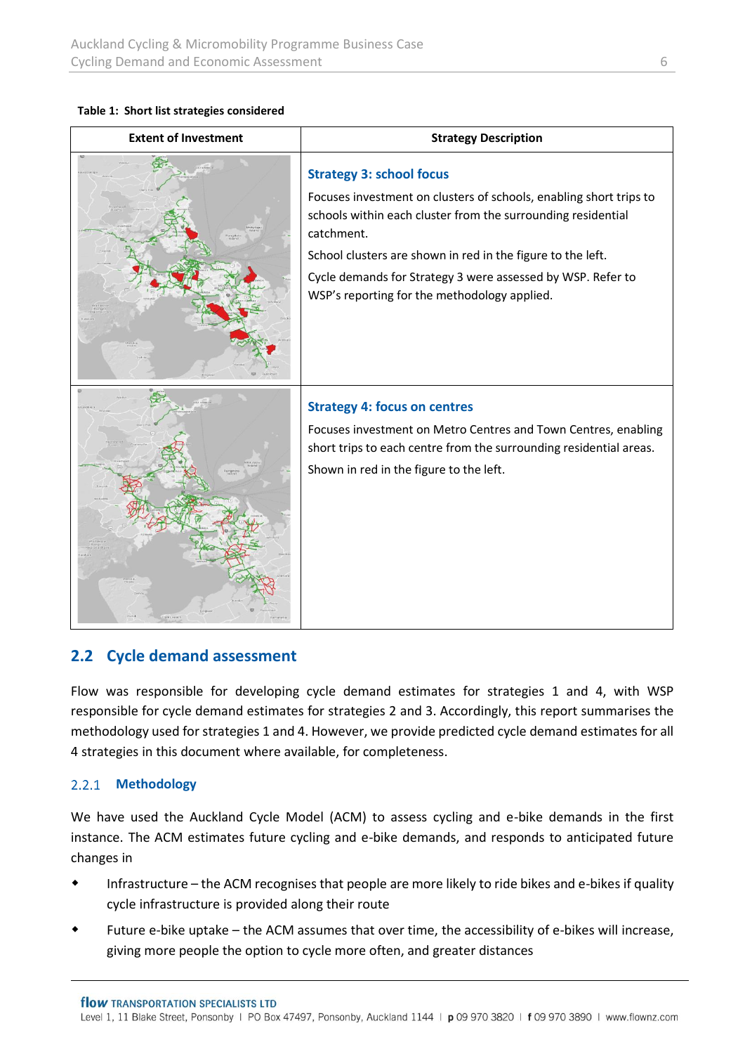**Table 1: Short list strategies considered**

| Extent of Investment | Strategy Description |
|---|---|
| | **Strategy 3: school focus**<br>Focuses investment on clusters of schools, enabling short trips to schools within each cluster from the surrounding residential catchment.<br>School clusters are shown in red in the figure to the left.<br>Cycle demands for Strategy 3 were assessed by WSP. Refer to WSP's reporting for the methodology applied. |
| | **Strategy 4: focus on centres**<br>Focuses investment on Metro Centres and Town Centres, enabling short trips to each centre from the surrounding residential areas.<br>Shown in red in the figure to the left. |

## 2.2 Cycle demand assessment

Flow was responsible for developing cycle demand estimates for strategies 1 and 4, with WSP responsible for cycle demand estimates for strategies 2 and 3. Accordingly, this report summarises the methodology used for strategies 1 and 4. However, we provide predicted cycle demand estimates for all 4 strategies in this document where available, for completeness.

### 2.2.1 Methodology

We have used the Auckland Cycle Model (ACM) to assess cycling and e-bike demands in the first instance. The ACM estimates future cycling and e-bike demands, and responds to anticipated future changes in

- Infrastructure – the ACM recognises that people are more likely to ride bikes and e-bikes if quality cycle infrastructure is provided along their route
- Future e-bike uptake – the ACM assumes that over time, the accessibility of e-bikes will increase, giving more people the option to cycle more often, and greater distances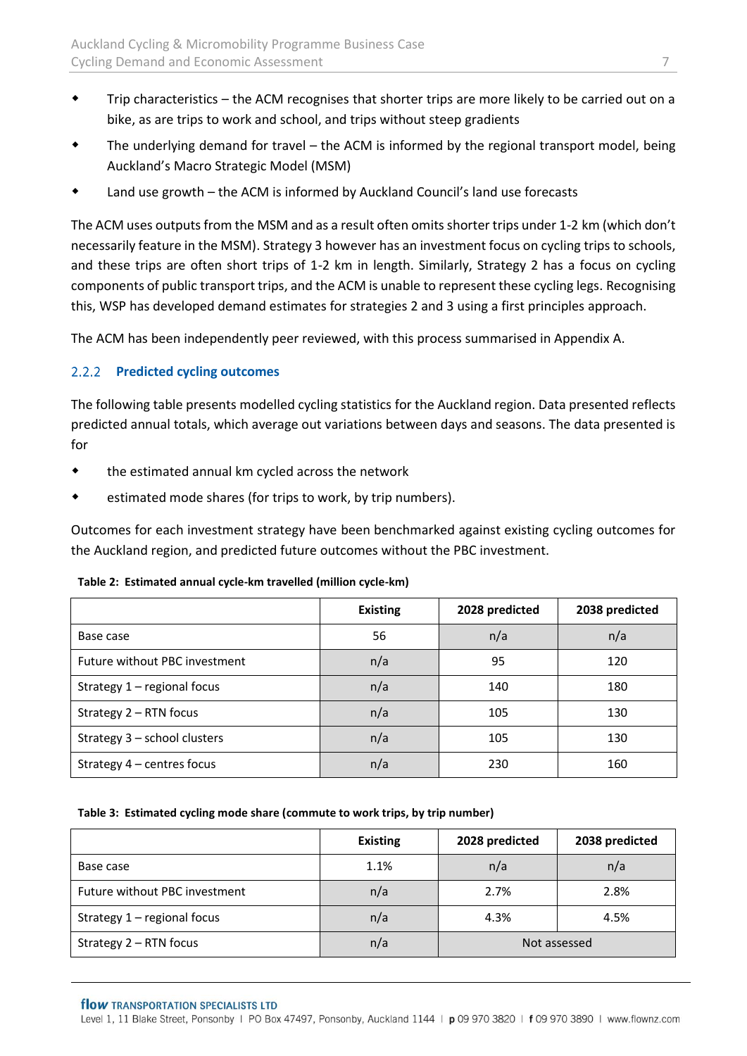- Trip characteristics – the ACM recognises that shorter trips are more likely to be carried out on a bike, as are trips to work and school, and trips without steep gradients
- The underlying demand for travel – the ACM is informed by the regional transport model, being Auckland's Macro Strategic Model (MSM)
- Land use growth – the ACM is informed by Auckland Council's land use forecasts

The ACM uses outputs from the MSM and as a result often omits shorter trips under 1-2 km (which don't necessarily feature in the MSM). Strategy 3 however has an investment focus on cycling trips to schools, and these trips are often short trips of 1-2 km in length. Similarly, Strategy 2 has a focus on cycling components of public transport trips, and the ACM is unable to represent these cycling legs. Recognising this, WSP has developed demand estimates for strategies 2 and 3 using a first principles approach.

The ACM has been independently peer reviewed, with this process summarised in Appendix A.

### 2.2.2 Predicted cycling outcomes

The following table presents modelled cycling statistics for the Auckland region. Data presented reflects predicted annual totals, which average out variations between days and seasons. The data presented is for

- the estimated annual km cycled across the network
- estimated mode shares (for trips to work, by trip numbers).

Outcomes for each investment strategy have been benchmarked against existing cycling outcomes for the Auckland region, and predicted future outcomes without the PBC investment.

**Table 2: Estimated annual cycle-km travelled (million cycle-km)**

| | Existing | 2028 predicted | 2038 predicted |
|---|---|---|---|
| Base case | 56 | n/a | n/a |
| Future without PBC investment | n/a | 95 | 120 |
| Strategy 1 – regional focus | n/a | 140 | 180 |
| Strategy 2 – RTN focus | n/a | 105 | 130 |
| Strategy 3 – school clusters | n/a | 105 | 130 |
| Strategy 4 – centres focus | n/a | 230 | 160 |

**Table 3: Estimated cycling mode share (commute to work trips, by trip number)**

| | Existing | 2028 predicted | 2038 predicted |
|---|---|---|---|
| Base case | 1.1% | n/a | n/a |
| Future without PBC investment | n/a | 2.7% | 2.8% |
| Strategy 1 – regional focus | n/a | 4.3% | 4.5% |
| Strategy 2 – RTN focus | n/a | Not assessed | |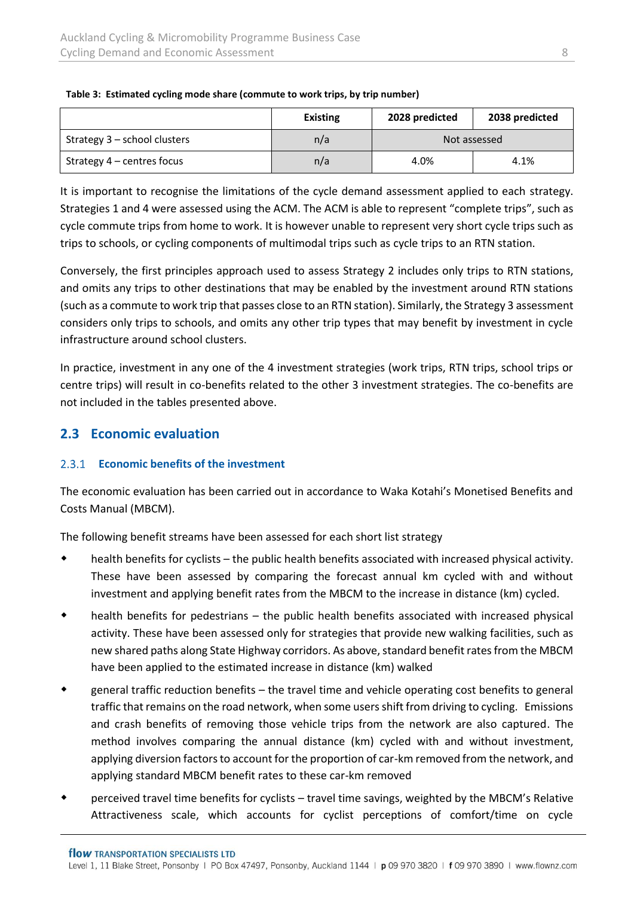**Table 3: Estimated cycling mode share (commute to work trips, by trip number)**

| | Existing | 2028 predicted | 2038 predicted |
|---|---|---|---|
| Strategy 3 – school clusters | n/a | Not assessed | |
| Strategy 4 – centres focus | n/a | 4.0% | 4.1% |

It is important to recognise the limitations of the cycle demand assessment applied to each strategy. Strategies 1 and 4 were assessed using the ACM. The ACM is able to represent "complete trips", such as cycle commute trips from home to work. It is however unable to represent very short cycle trips such as trips to schools, or cycling components of multimodal trips such as cycle trips to an RTN station.

Conversely, the first principles approach used to assess Strategy 2 includes only trips to RTN stations, and omits any trips to other destinations that may be enabled by the investment around RTN stations (such as a commute to work trip that passes close to an RTN station). Similarly, the Strategy 3 assessment considers only trips to schools, and omits any other trip types that may benefit by investment in cycle infrastructure around school clusters.

In practice, investment in any one of the 4 investment strategies (work trips, RTN trips, school trips or centre trips) will result in co-benefits related to the other 3 investment strategies. The co-benefits are not included in the tables presented above.

## 2.3 Economic evaluation

### 2.3.1 Economic benefits of the investment

The economic evaluation has been carried out in accordance to Waka Kotahi's Monetised Benefits and Costs Manual (MBCM).

The following benefit streams have been assessed for each short list strategy

- health benefits for cyclists – the public health benefits associated with increased physical activity. These have been assessed by comparing the forecast annual km cycled with and without investment and applying benefit rates from the MBCM to the increase in distance (km) cycled.
- health benefits for pedestrians – the public health benefits associated with increased physical activity. These have been assessed only for strategies that provide new walking facilities, such as new shared paths along State Highway corridors. As above, standard benefit rates from the MBCM have been applied to the estimated increase in distance (km) walked
- general traffic reduction benefits – the travel time and vehicle operating cost benefits to general traffic that remains on the road network, when some users shift from driving to cycling. Emissions and crash benefits of removing those vehicle trips from the network are also captured. The method involves comparing the annual distance (km) cycled with and without investment, applying diversion factors to account for the proportion of car-km removed from the network, and applying standard MBCM benefit rates to these car-km removed
- perceived travel time benefits for cyclists – travel time savings, weighted by the MBCM's Relative Attractiveness scale, which accounts for cyclist perceptions of comfort/time on cycle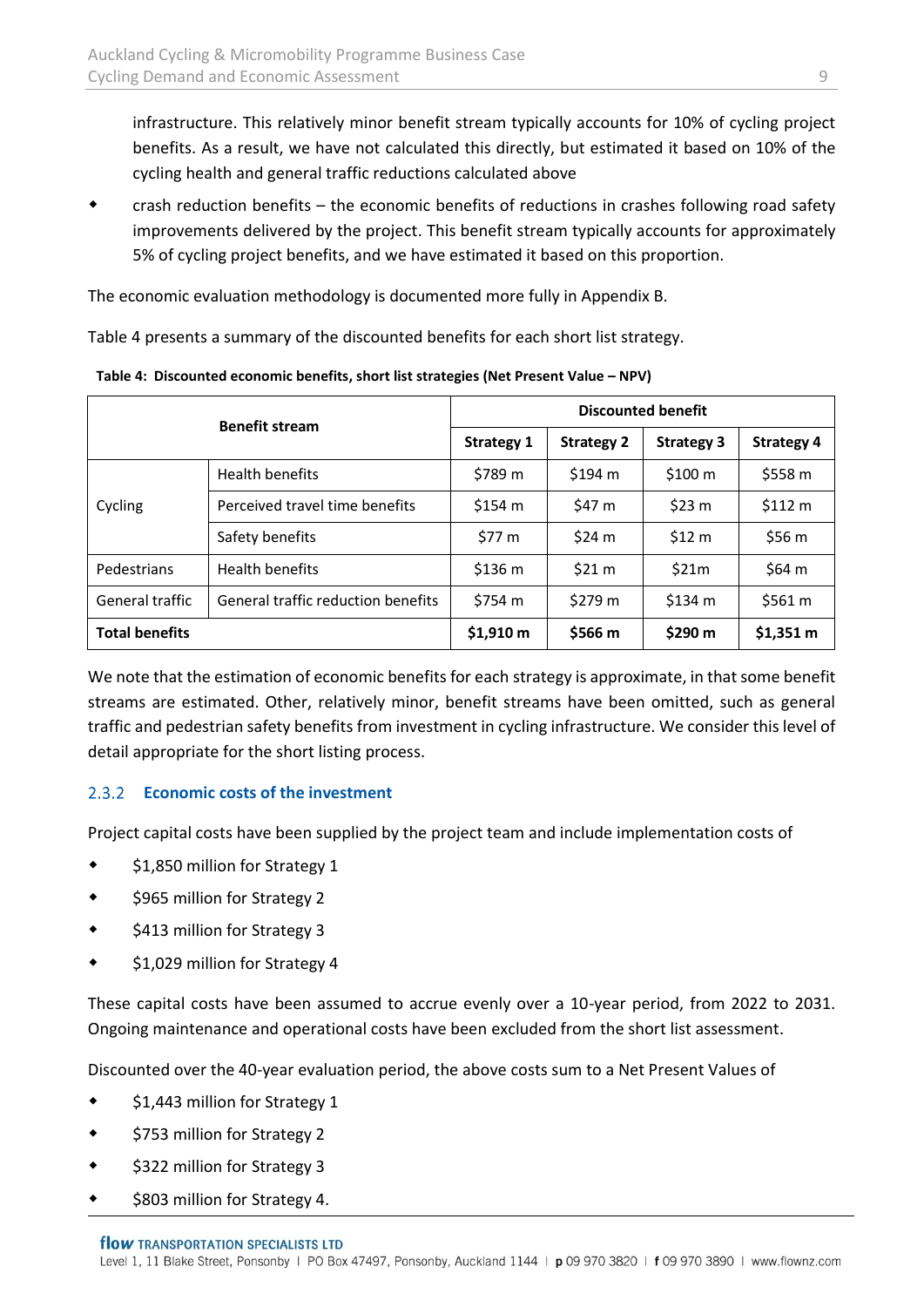infrastructure. This relatively minor benefit stream typically accounts for 10% of cycling project benefits. As a result, we have not calculated this directly, but estimated it based on 10% of the cycling health and general traffic reductions calculated above

- crash reduction benefits – the economic benefits of reductions in crashes following road safety improvements delivered by the project. This benefit stream typically accounts for approximately 5% of cycling project benefits, and we have estimated it based on this proportion.

The economic evaluation methodology is documented more fully in Appendix B.

Table 4 presents a summary of the discounted benefits for each short list strategy.

**Table 4: Discounted economic benefits, short list strategies (Net Present Value – NPV)**

| Benefit stream | | Discounted benefit | | | |
|---|---|---|---|---|---|
| | | **Strategy 1** | **Strategy 2** | **Strategy 3** | **Strategy 4** |
| Cycling | Health benefits | $789 m | $194 m | $100 m | $558 m |
| | Perceived travel time benefits | $154 m | $47 m | $23 m | $112 m |
| | Safety benefits | $77 m | $24 m | $12 m | $56 m |
| Pedestrians | Health benefits | $136 m | $21 m | $21m | $64 m |
| General traffic | General traffic reduction benefits | $754 m | $279 m | $134 m | $561 m |
| **Total benefits** | | **$1,910 m** | **$566 m** | **$290 m** | **$1,351 m** |

We note that the estimation of economic benefits for each strategy is approximate, in that some benefit streams are estimated. Other, relatively minor, benefit streams have been omitted, such as general traffic and pedestrian safety benefits from investment in cycling infrastructure. We consider this level of detail appropriate for the short listing process.

### 2.3.2 Economic costs of the investment

Project capital costs have been supplied by the project team and include implementation costs of

- $1,850 million for Strategy 1
- $965 million for Strategy 2
- $413 million for Strategy 3
- $1,029 million for Strategy 4

These capital costs have been assumed to accrue evenly over a 10-year period, from 2022 to 2031. Ongoing maintenance and operational costs have been excluded from the short list assessment.

Discounted over the 40-year evaluation period, the above costs sum to a Net Present Values of

- $1,443 million for Strategy 1
- $753 million for Strategy 2
- $322 million for Strategy 3
- $803 million for Strategy 4.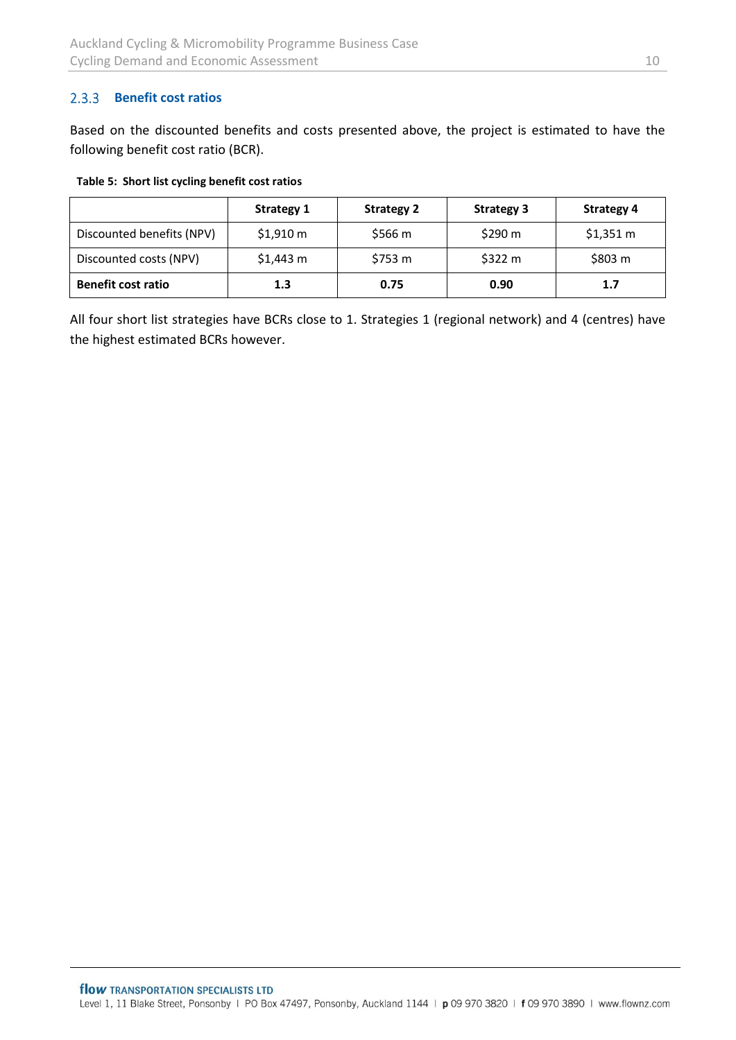### 2.3.3 Benefit cost ratios

Based on the discounted benefits and costs presented above, the project is estimated to have the following benefit cost ratio (BCR).

**Table 5: Short list cycling benefit cost ratios**

| | Strategy 1 | Strategy 2 | Strategy 3 | Strategy 4 |
|---|---|---|---|---|
| Discounted benefits (NPV) | $1,910 m | $566 m | $290 m | $1,351 m |
| Discounted costs (NPV) | $1,443 m | $753 m | $322 m | $803 m |
| **Benefit cost ratio** | **1.3** | **0.75** | **0.90** | **1.7** |

All four short list strategies have BCRs close to 1. Strategies 1 (regional network) and 4 (centres) have the highest estimated BCRs however.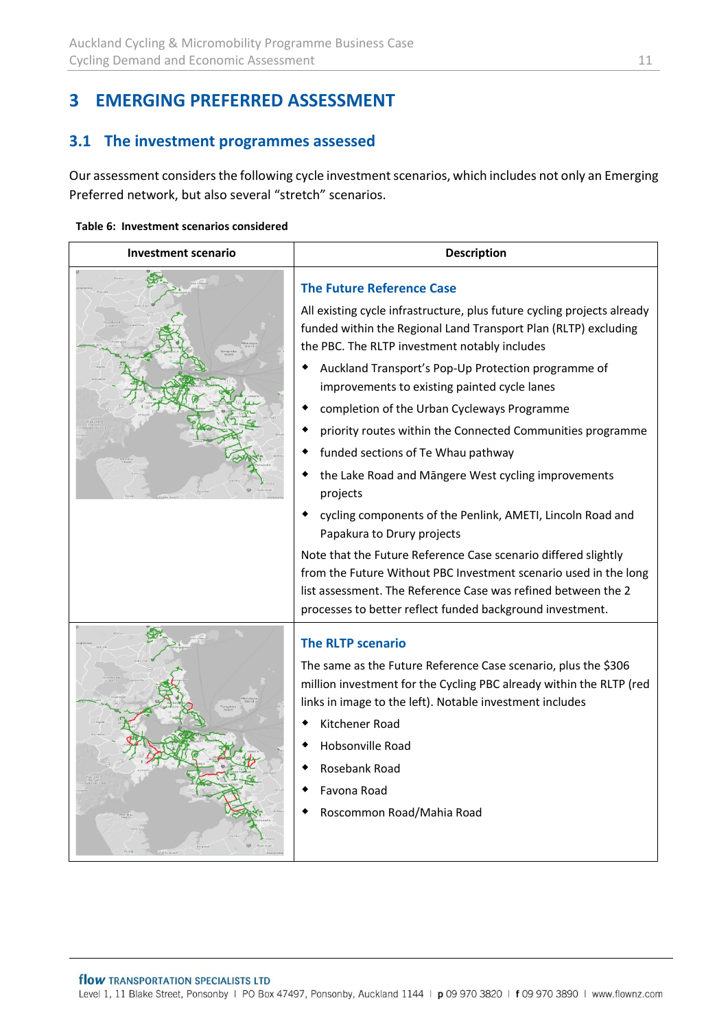# 3 EMERGING PREFERRED ASSESSMENT

## 3.1 The investment programmes assessed

Our assessment considers the following cycle investment scenarios, which includes not only an Emerging Preferred network, but also several "stretch" scenarios.

**Table 6: Investment scenarios considered**

| Investment scenario | Description |
|---|---|
| | **The Future Reference Case**<br><br>All existing cycle infrastructure, plus future cycling projects already funded within the Regional Land Transport Plan (RLTP) excluding the PBC. The RLTP investment notably includes<br>◆ Auckland Transport's Pop-Up Protection programme of improvements to existing painted cycle lanes<br>◆ completion of the Urban Cycleways Programme<br>◆ priority routes within the Connected Communities programme<br>◆ funded sections of Te Whau pathway<br>◆ the Lake Road and Māngere West cycling improvements projects<br>◆ cycling components of the Penlink, AMETI, Lincoln Road and Papakura to Drury projects<br><br>Note that the Future Reference Case scenario differed slightly from the Future Without PBC Investment scenario used in the long list assessment. The Reference Case was refined between the 2 processes to better reflect funded background investment. |
| | **The RLTP scenario**<br><br>The same as the Future Reference Case scenario, plus the $306 million investment for the Cycling PBC already within the RLTP (red links in image to the left). Notable investment includes<br>◆ Kitchener Road<br>◆ Hobsonville Road<br>◆ Rosebank Road<br>◆ Favona Road<br>◆ Roscommon Road/Mahia Road |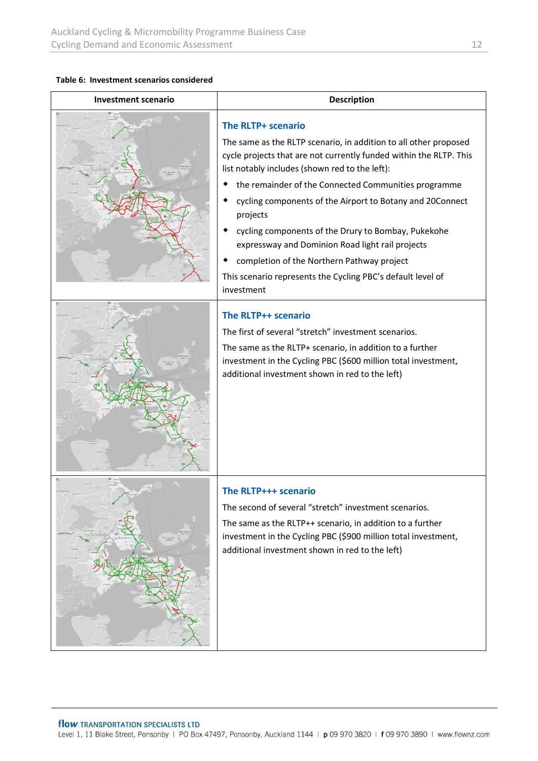**Table 6: Investment scenarios considered**

| Investment scenario | Description |
| --- | --- |
| | **The RLTP+ scenario**<br>The same as the RLTP scenario, in addition to all other proposed cycle projects that are not currently funded within the RLTP. This list notably includes (shown red to the left):<br>• the remainder of the Connected Communities programme<br>• cycling components of the Airport to Botany and 20Connect projects<br>• cycling components of the Drury to Bombay, Pukekohe expressway and Dominion Road light rail projects<br>• completion of the Northern Pathway project<br>This scenario represents the Cycling PBC's default level of investment |
| | **The RLTP++ scenario**<br>The first of several "stretch" investment scenarios.<br>The same as the RLTP+ scenario, in addition to a further investment in the Cycling PBC ($600 million total investment, additional investment shown in red to the left) |
| | **The RLTP+++ scenario**<br>The second of several "stretch" investment scenarios.<br>The same as the RLTP++ scenario, in addition to a further investment in the Cycling PBC ($900 million total investment, additional investment shown in red to the left) |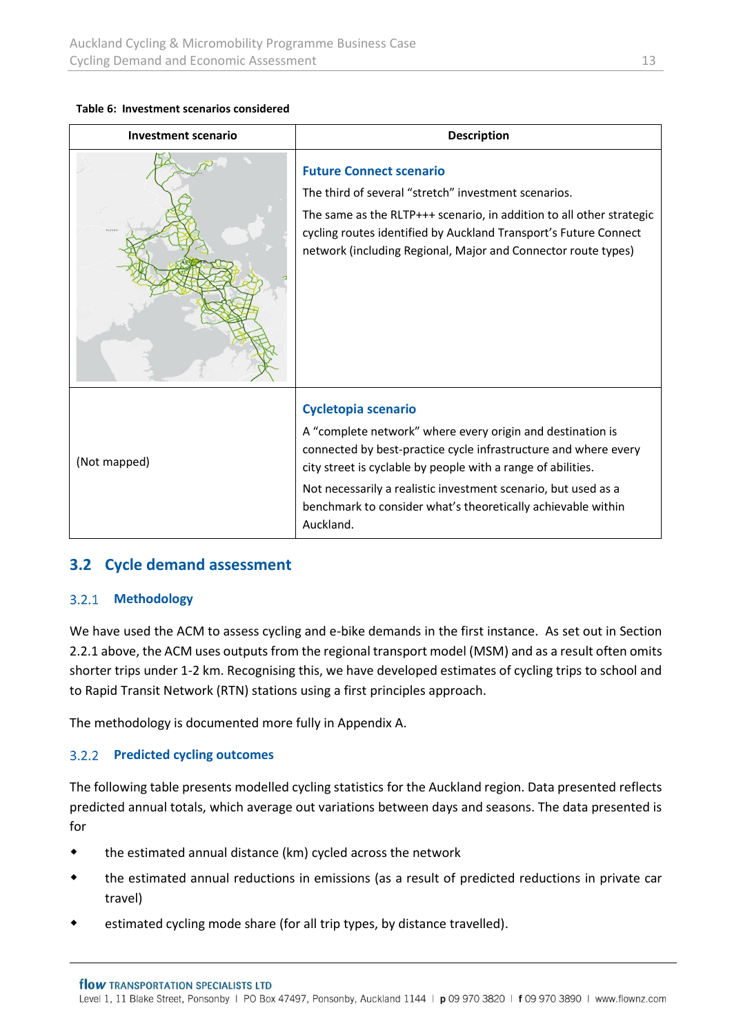**Table 6: Investment scenarios considered**

| Investment scenario | Description |
|---|---|
| | **Future Connect scenario**<br>The third of several "stretch" investment scenarios.<br>The same as the RLTP+++ scenario, in addition to all other strategic cycling routes identified by Auckland Transport's Future Connect network (including Regional, Major and Connector route types) |
| (Not mapped) | **Cycletopia scenario**<br>A "complete network" where every origin and destination is connected by best-practice cycle infrastructure and where every city street is cyclable by people with a range of abilities.<br>Not necessarily a realistic investment scenario, but used as a benchmark to consider what's theoretically achievable within Auckland. |

## 3.2 Cycle demand assessment

### 3.2.1 Methodology

We have used the ACM to assess cycling and e-bike demands in the first instance. As set out in Section 2.2.1 above, the ACM uses outputs from the regional transport model (MSM) and as a result often omits shorter trips under 1-2 km. Recognising this, we have developed estimates of cycling trips to school and to Rapid Transit Network (RTN) stations using a first principles approach.

The methodology is documented more fully in Appendix A.

### 3.2.2 Predicted cycling outcomes

The following table presents modelled cycling statistics for the Auckland region. Data presented reflects predicted annual totals, which average out variations between days and seasons. The data presented is for

- the estimated annual distance (km) cycled across the network
- the estimated annual reductions in emissions (as a result of predicted reductions in private car travel)
- estimated cycling mode share (for all trip types, by distance travelled).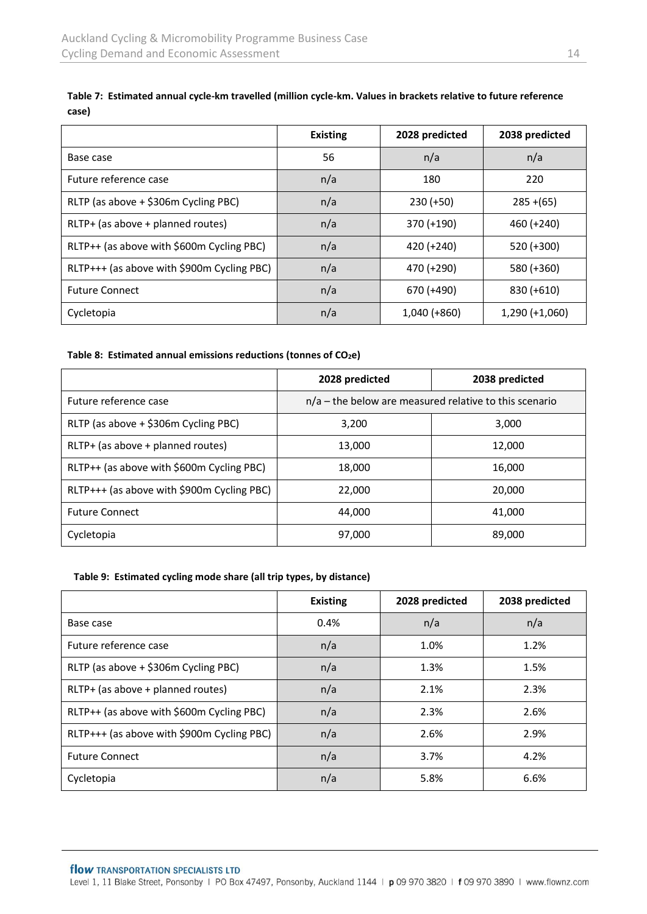**Table 7: Estimated annual cycle-km travelled (million cycle-km. Values in brackets relative to future reference case)**

| | Existing | 2028 predicted | 2038 predicted |
|---|---|---|---|
| Base case | 56 | n/a | n/a |
| Future reference case | n/a | 180 | 220 |
| RLTP (as above + $306m Cycling PBC) | n/a | 230 (+50) | 285 +(65) |
| RLTP+ (as above + planned routes) | n/a | 370 (+190) | 460 (+240) |
| RLTP++ (as above with $600m Cycling PBC) | n/a | 420 (+240) | 520 (+300) |
| RLTP+++ (as above with $900m Cycling PBC) | n/a | 470 (+290) | 580 (+360) |
| Future Connect | n/a | 670 (+490) | 830 (+610) |
| Cycletopia | n/a | 1,040 (+860) | 1,290 (+1,060) |

**Table 8: Estimated annual emissions reductions (tonnes of $CO_2e$)**

| | 2028 predicted | 2038 predicted |
|---|---|---|
| Future reference case | n/a – the below are measured relative to this scenario | |
| RLTP (as above + $306m Cycling PBC) | 3,200 | 3,000 |
| RLTP+ (as above + planned routes) | 13,000 | 12,000 |
| RLTP++ (as above with $600m Cycling PBC) | 18,000 | 16,000 |
| RLTP+++ (as above with $900m Cycling PBC) | 22,000 | 20,000 |
| Future Connect | 44,000 | 41,000 |
| Cycletopia | 97,000 | 89,000 |

**Table 9: Estimated cycling mode share (all trip types, by distance)**

| | Existing | 2028 predicted | 2038 predicted |
|---|---|---|---|
| Base case | 0.4% | n/a | n/a |
| Future reference case | n/a | 1.0% | 1.2% |
| RLTP (as above + $306m Cycling PBC) | n/a | 1.3% | 1.5% |
| RLTP+ (as above + planned routes) | n/a | 2.1% | 2.3% |
| RLTP++ (as above with $600m Cycling PBC) | n/a | 2.3% | 2.6% |
| RLTP+++ (as above with $900m Cycling PBC) | n/a | 2.6% | 2.9% |
| Future Connect | n/a | 3.7% | 4.2% |
| Cycletopia | n/a | 5.8% | 6.6% |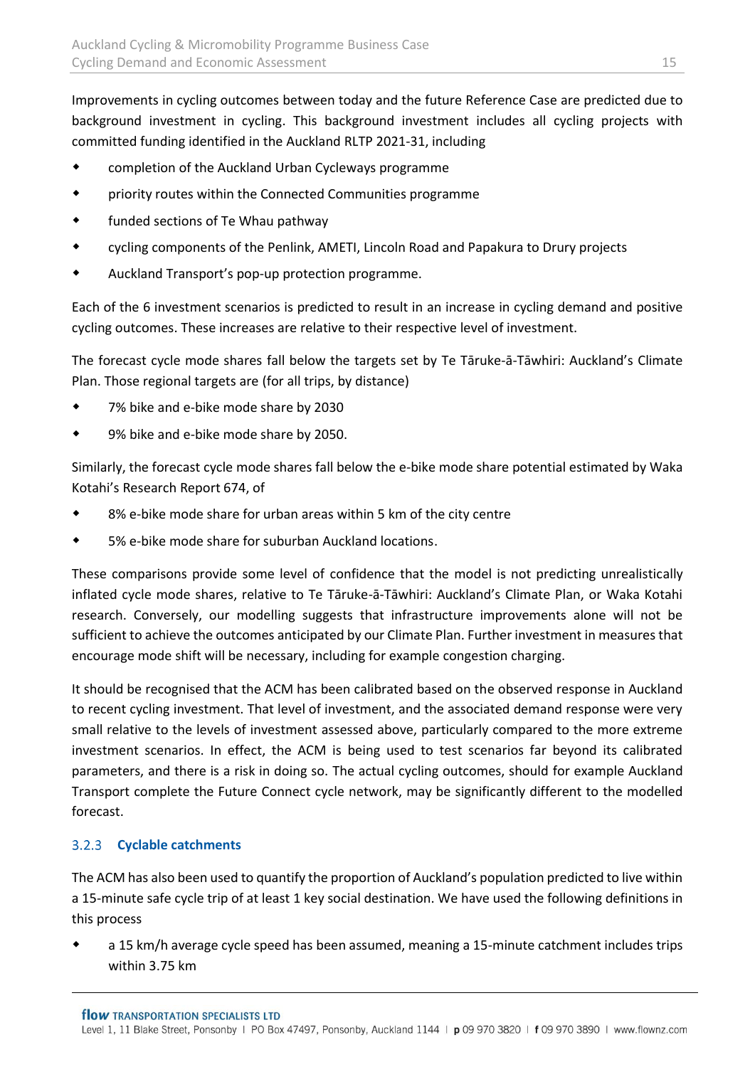Improvements in cycling outcomes between today and the future Reference Case are predicted due to background investment in cycling. This background investment includes all cycling projects with committed funding identified in the Auckland RLTP 2021-31, including

- completion of the Auckland Urban Cycleways programme
- priority routes within the Connected Communities programme
- funded sections of Te Whau pathway
- cycling components of the Penlink, AMETI, Lincoln Road and Papakura to Drury projects
- Auckland Transport's pop-up protection programme.

Each of the 6 investment scenarios is predicted to result in an increase in cycling demand and positive cycling outcomes. These increases are relative to their respective level of investment.

The forecast cycle mode shares fall below the targets set by Te Tāruke-ā-Tāwhiri: Auckland's Climate Plan. Those regional targets are (for all trips, by distance)

- 7% bike and e-bike mode share by 2030
- 9% bike and e-bike mode share by 2050.

Similarly, the forecast cycle mode shares fall below the e-bike mode share potential estimated by Waka Kotahi's Research Report 674, of

- 8% e-bike mode share for urban areas within 5 km of the city centre
- 5% e-bike mode share for suburban Auckland locations.

These comparisons provide some level of confidence that the model is not predicting unrealistically inflated cycle mode shares, relative to Te Tāruke-ā-Tāwhiri: Auckland's Climate Plan, or Waka Kotahi research. Conversely, our modelling suggests that infrastructure improvements alone will not be sufficient to achieve the outcomes anticipated by our Climate Plan. Further investment in measures that encourage mode shift will be necessary, including for example congestion charging.

It should be recognised that the ACM has been calibrated based on the observed response in Auckland to recent cycling investment. That level of investment, and the associated demand response were very small relative to the levels of investment assessed above, particularly compared to the more extreme investment scenarios. In effect, the ACM is being used to test scenarios far beyond its calibrated parameters, and there is a risk in doing so. The actual cycling outcomes, should for example Auckland Transport complete the Future Connect cycle network, may be significantly different to the modelled forecast.

### 3.2.3 Cyclable catchments

The ACM has also been used to quantify the proportion of Auckland's population predicted to live within a 15-minute safe cycle trip of at least 1 key social destination. We have used the following definitions in this process

- a 15 km/h average cycle speed has been assumed, meaning a 15-minute catchment includes trips within 3.75 km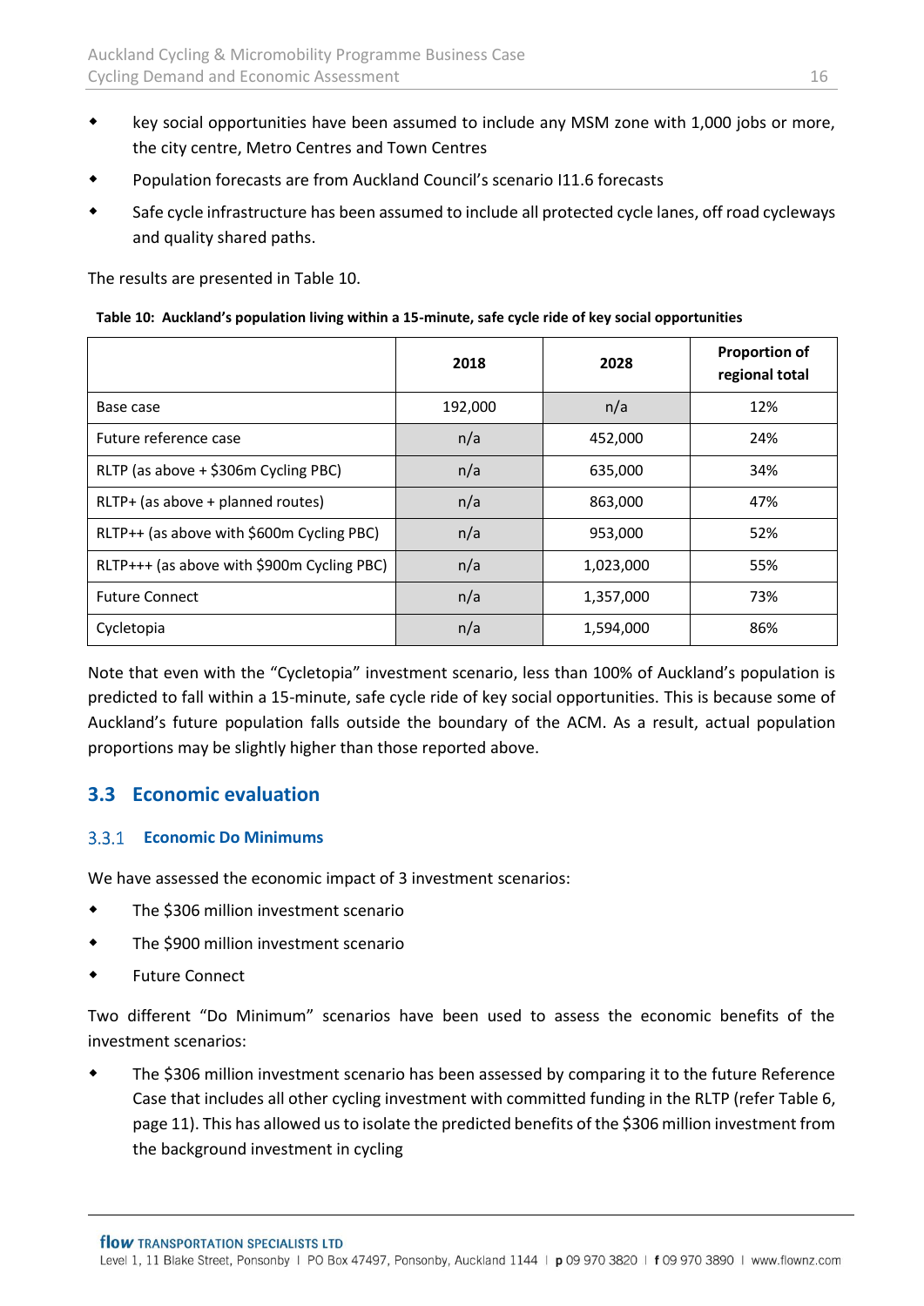- key social opportunities have been assumed to include any MSM zone with 1,000 jobs or more, the city centre, Metro Centres and Town Centres
- Population forecasts are from Auckland Council's scenario I11.6 forecasts
- Safe cycle infrastructure has been assumed to include all protected cycle lanes, off road cycleways and quality shared paths.

The results are presented in Table 10.

**Table 10: Auckland's population living within a 15-minute, safe cycle ride of key social opportunities**

| | 2018 | 2028 | Proportion of regional total |
|---|---|---|---|
| Base case | 192,000 | n/a | 12% |
| Future reference case | n/a | 452,000 | 24% |
| RLTP (as above + $306m Cycling PBC) | n/a | 635,000 | 34% |
| RLTP+ (as above + planned routes) | n/a | 863,000 | 47% |
| RLTP++ (as above with $600m Cycling PBC) | n/a | 953,000 | 52% |
| RLTP+++ (as above with $900m Cycling PBC) | n/a | 1,023,000 | 55% |
| Future Connect | n/a | 1,357,000 | 73% |
| Cycletopia | n/a | 1,594,000 | 86% |

Note that even with the "Cycletopia" investment scenario, less than 100% of Auckland's population is predicted to fall within a 15-minute, safe cycle ride of key social opportunities. This is because some of Auckland's future population falls outside the boundary of the ACM. As a result, actual population proportions may be slightly higher than those reported above.

## 3.3 Economic evaluation

### 3.3.1 Economic Do Minimums

We have assessed the economic impact of 3 investment scenarios:

- The $306 million investment scenario
- The $900 million investment scenario
- Future Connect

Two different "Do Minimum" scenarios have been used to assess the economic benefits of the investment scenarios:

- The $306 million investment scenario has been assessed by comparing it to the future Reference Case that includes all other cycling investment with committed funding in the RLTP (refer Table 6, page 11). This has allowed us to isolate the predicted benefits of the $306 million investment from the background investment in cycling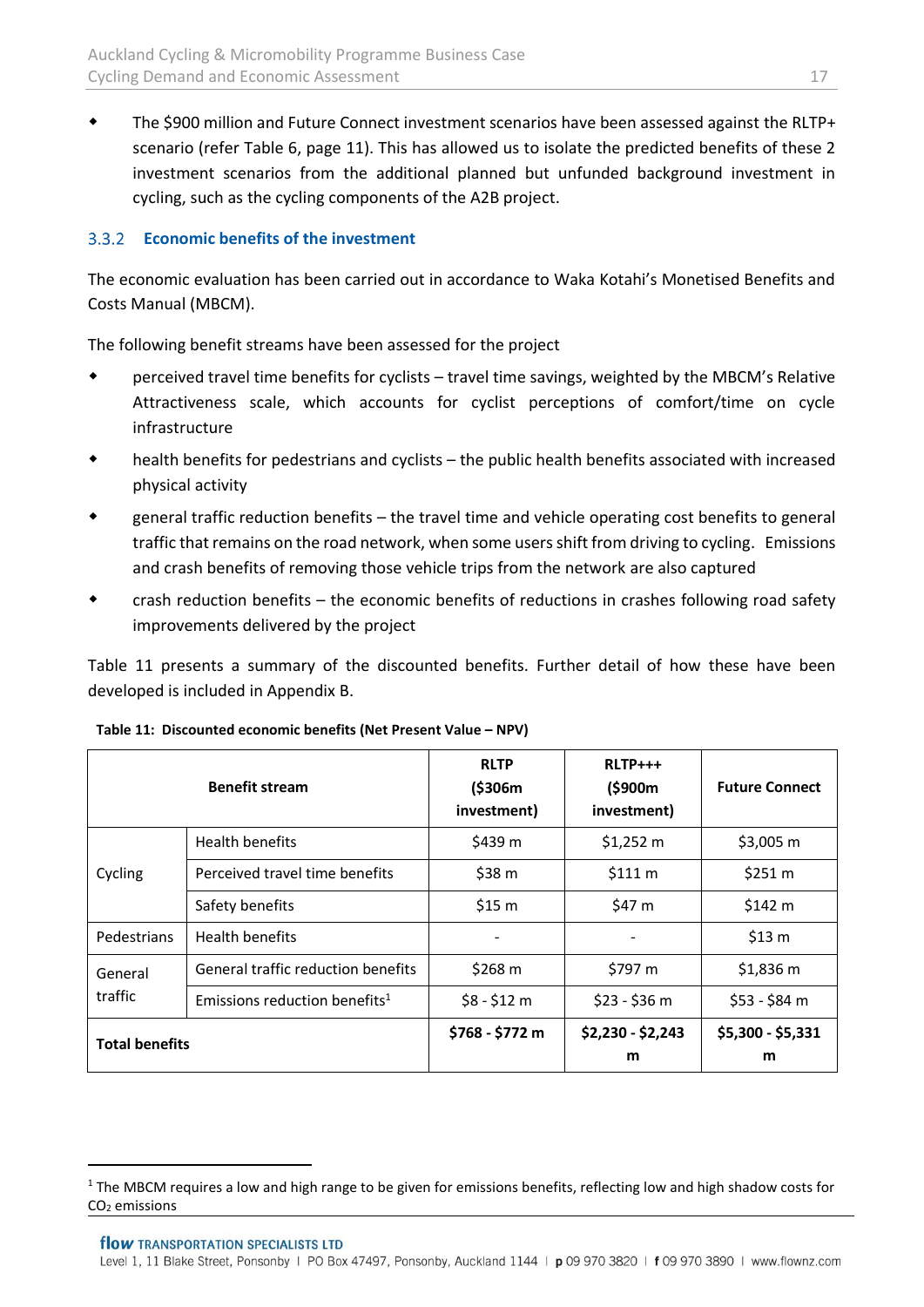- The $900 million and Future Connect investment scenarios have been assessed against the RLTP+ scenario (refer Table 6, page 11). This has allowed us to isolate the predicted benefits of these 2 investment scenarios from the additional planned but unfunded background investment in cycling, such as the cycling components of the A2B project.

### 3.3.2 Economic benefits of the investment

The economic evaluation has been carried out in accordance to Waka Kotahi's Monetised Benefits and Costs Manual (MBCM).

The following benefit streams have been assessed for the project

- perceived travel time benefits for cyclists – travel time savings, weighted by the MBCM's Relative Attractiveness scale, which accounts for cyclist perceptions of comfort/time on cycle infrastructure
- health benefits for pedestrians and cyclists – the public health benefits associated with increased physical activity
- general traffic reduction benefits – the travel time and vehicle operating cost benefits to general traffic that remains on the road network, when some users shift from driving to cycling. Emissions and crash benefits of removing those vehicle trips from the network are also captured
- crash reduction benefits – the economic benefits of reductions in crashes following road safety improvements delivered by the project

Table 11 presents a summary of the discounted benefits. Further detail of how these have been developed is included in Appendix B.

**Table 11: Discounted economic benefits (Net Present Value – NPV)**

| Benefit stream | | RLTP ($306m investment) | RLTP+++ ($900m investment) | Future Connect |
|---|---|---|---|---|
| Cycling | Health benefits | $439 m | $1,252 m | $3,005 m |
| | Perceived travel time benefits | $38 m | $111 m | $251 m |
| | Safety benefits | $15 m | $47 m | $142 m |
| Pedestrians | Health benefits | - | - | $13 m |
| General traffic | General traffic reduction benefits | $268 m | $797 m | $1,836 m |
| | Emissions reduction benefits[1] | $8 - $12 m | $23 - $36 m | $53 - $84 m |
| **Total benefits** | | **$768 - $772 m** | **$2,230 - $2,243 m** | **$5,300 - $5,331 m** |

[1] The MBCM requires a low and high range to be given for emissions benefits, reflecting low and high shadow costs for $CO_2$ emissions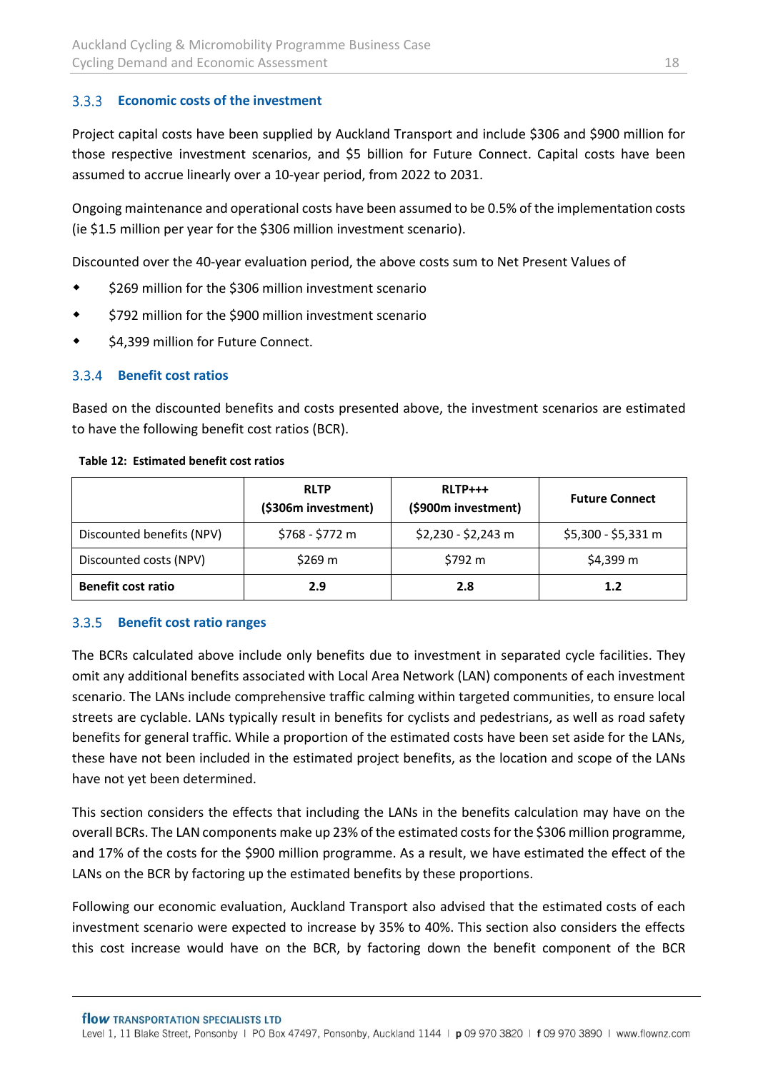### 3.3.3 Economic costs of the investment

Project capital costs have been supplied by Auckland Transport and include $306 and $900 million for those respective investment scenarios, and $5 billion for Future Connect. Capital costs have been assumed to accrue linearly over a 10-year period, from 2022 to 2031.

Ongoing maintenance and operational costs have been assumed to be 0.5% of the implementation costs (ie $1.5 million per year for the $306 million investment scenario).

Discounted over the 40-year evaluation period, the above costs sum to Net Present Values of

- $269 million for the $306 million investment scenario
- $792 million for the $900 million investment scenario
- $4,399 million for Future Connect.

### 3.3.4 Benefit cost ratios

Based on the discounted benefits and costs presented above, the investment scenarios are estimated to have the following benefit cost ratios (BCR).

**Table 12: Estimated benefit cost ratios**

| | RLTP ($306m investment) | RLTP+++ ($900m investment) | Future Connect |
|---|---|---|---|
| Discounted benefits (NPV) | $768 - $772 m | $2,230 - $2,243 m | $5,300 - $5,331 m |
| Discounted costs (NPV) | $269 m | $792 m | $4,399 m |
| **Benefit cost ratio** | **2.9** | **2.8** | **1.2** |

### 3.3.5 Benefit cost ratio ranges

The BCRs calculated above include only benefits due to investment in separated cycle facilities. They omit any additional benefits associated with Local Area Network (LAN) components of each investment scenario. The LANs include comprehensive traffic calming within targeted communities, to ensure local streets are cyclable. LANs typically result in benefits for cyclists and pedestrians, as well as road safety benefits for general traffic. While a proportion of the estimated costs have been set aside for the LANs, these have not been included in the estimated project benefits, as the location and scope of the LANs have not yet been determined.

This section considers the effects that including the LANs in the benefits calculation may have on the overall BCRs. The LAN components make up 23% of the estimated costs for the $306 million programme, and 17% of the costs for the $900 million programme. As a result, we have estimated the effect of the LANs on the BCR by factoring up the estimated benefits by these proportions.

Following our economic evaluation, Auckland Transport also advised that the estimated costs of each investment scenario were expected to increase by 35% to 40%. This section also considers the effects this cost increase would have on the BCR, by factoring down the benefit component of the BCR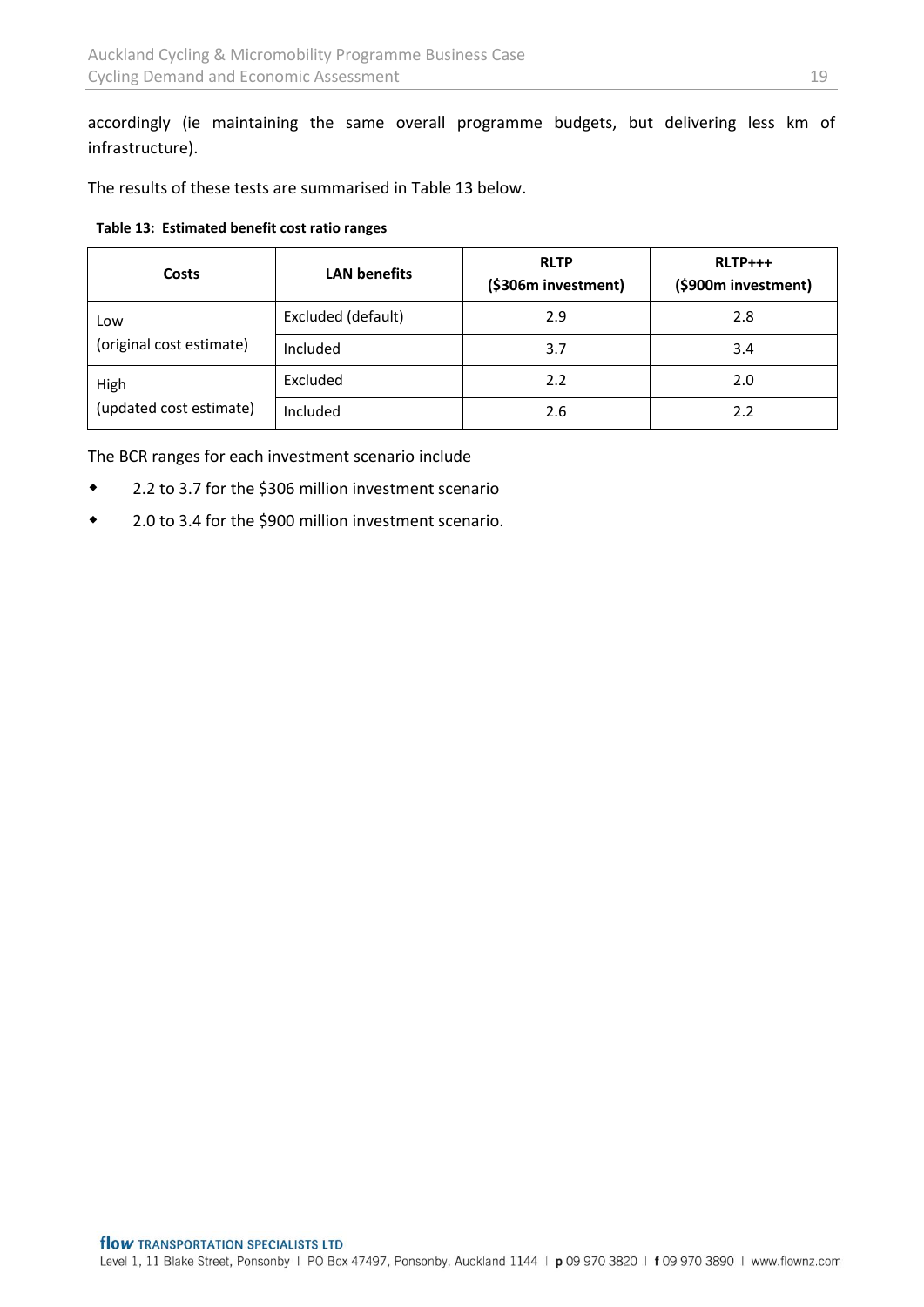accordingly (ie maintaining the same overall programme budgets, but delivering less km of infrastructure).

The results of these tests are summarised in Table 13 below.

**Table 13: Estimated benefit cost ratio ranges**

| Costs | LAN benefits | RLTP ($306m investment) | RLTP+++ ($900m investment) |
|---|---|---|---|
| Low (original cost estimate) | Excluded (default) | 2.9 | 2.8 |
| | Included | 3.7 | 3.4 |
| High (updated cost estimate) | Excluded | 2.2 | 2.0 |
| | Included | 2.6 | 2.2 |

The BCR ranges for each investment scenario include

- 2.2 to 3.7 for the $306 million investment scenario
- 2.0 to 3.4 for the $900 million investment scenario.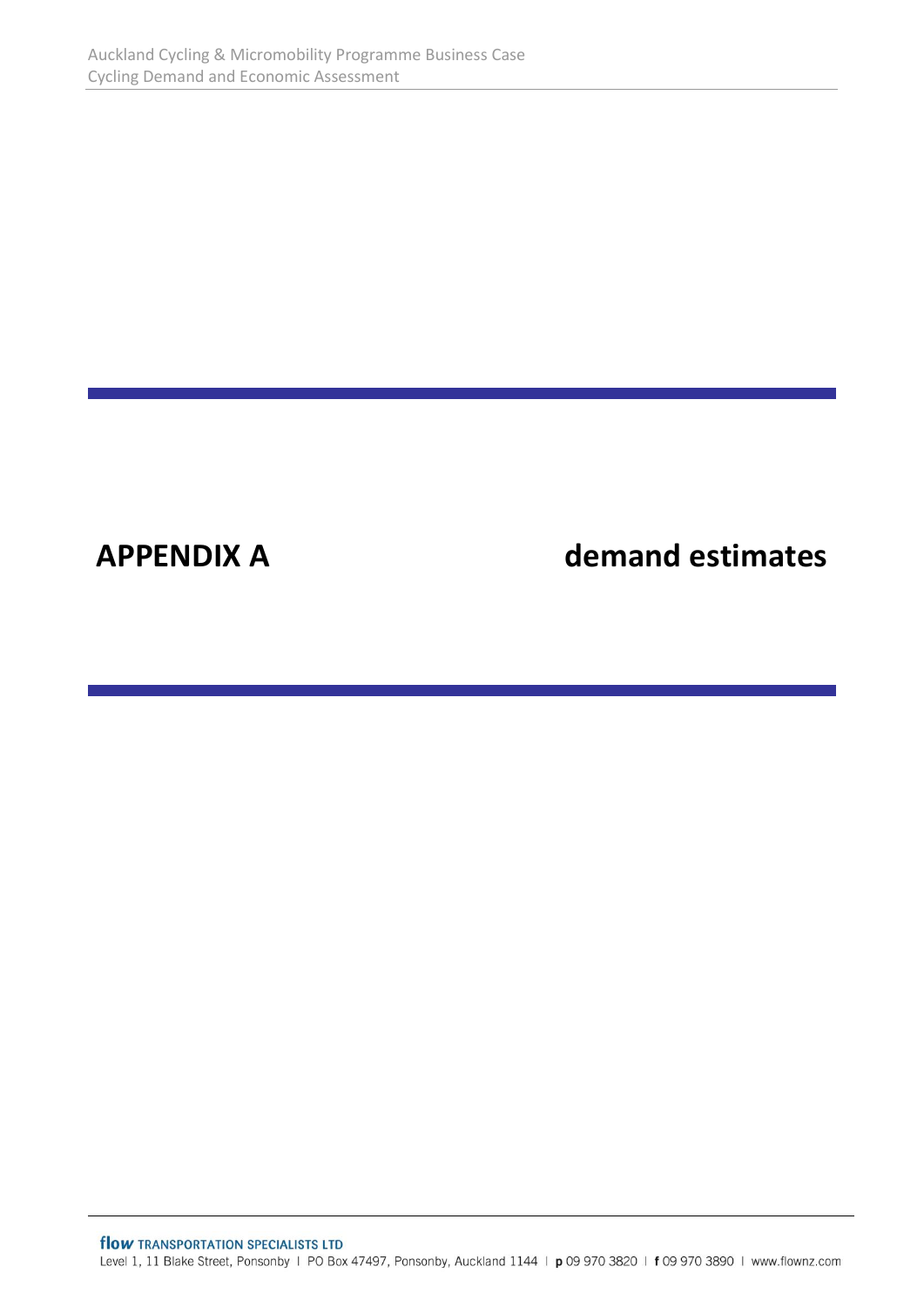# APPENDIX A demand estimates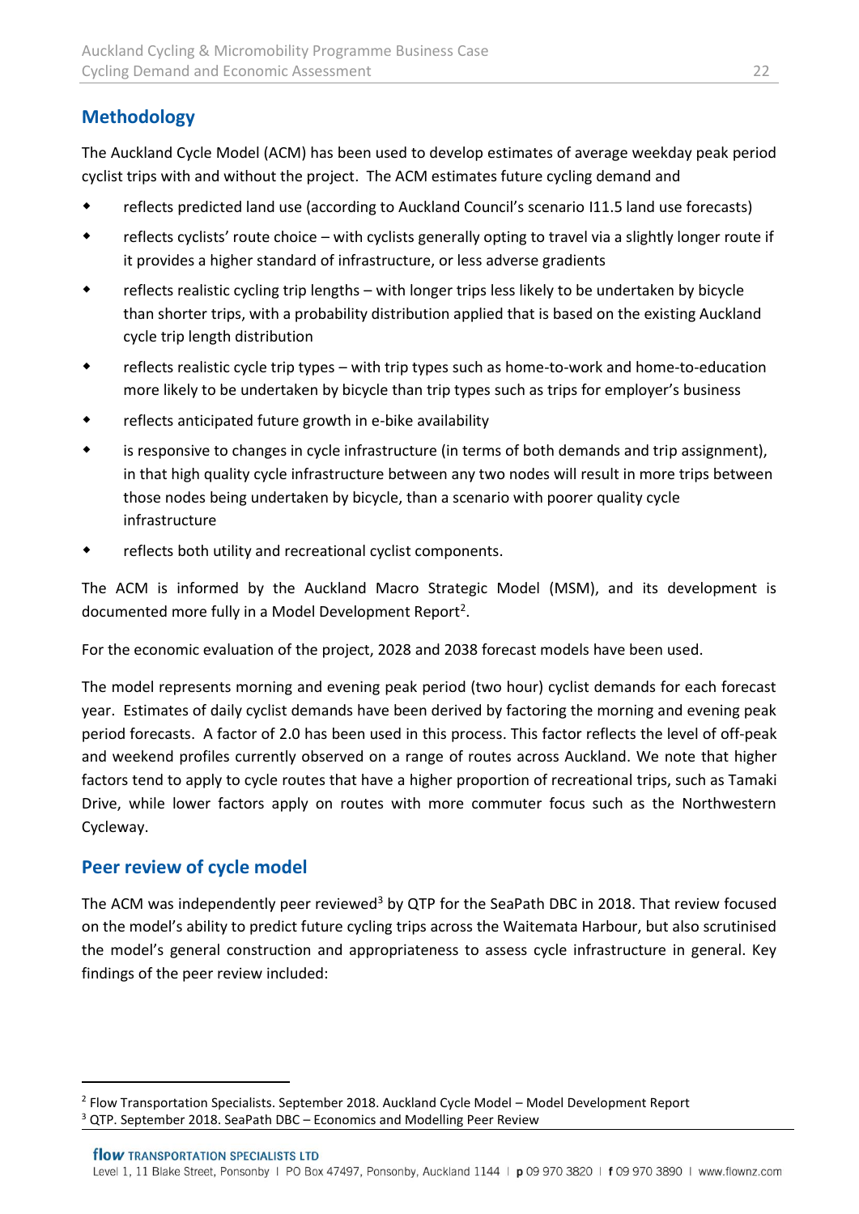## Methodology

The Auckland Cycle Model (ACM) has been used to develop estimates of average weekday peak period cyclist trips with and without the project. The ACM estimates future cycling demand and

- reflects predicted land use (according to Auckland Council's scenario I11.5 land use forecasts)
- reflects cyclists' route choice – with cyclists generally opting to travel via a slightly longer route if it provides a higher standard of infrastructure, or less adverse gradients
- reflects realistic cycling trip lengths – with longer trips less likely to be undertaken by bicycle than shorter trips, with a probability distribution applied that is based on the existing Auckland cycle trip length distribution
- reflects realistic cycle trip types – with trip types such as home-to-work and home-to-education more likely to be undertaken by bicycle than trip types such as trips for employer's business
- reflects anticipated future growth in e-bike availability
- is responsive to changes in cycle infrastructure (in terms of both demands and trip assignment), in that high quality cycle infrastructure between any two nodes will result in more trips between those nodes being undertaken by bicycle, than a scenario with poorer quality cycle infrastructure
- reflects both utility and recreational cyclist components.

The ACM is informed by the Auckland Macro Strategic Model (MSM), and its development is documented more fully in a Model Development Report[2].

For the economic evaluation of the project, 2028 and 2038 forecast models have been used.

The model represents morning and evening peak period (two hour) cyclist demands for each forecast year. Estimates of daily cyclist demands have been derived by factoring the morning and evening peak period forecasts. A factor of 2.0 has been used in this process. This factor reflects the level of off-peak and weekend profiles currently observed on a range of routes across Auckland. We note that higher factors tend to apply to cycle routes that have a higher proportion of recreational trips, such as Tamaki Drive, while lower factors apply on routes with more commuter focus such as the Northwestern Cycleway.

## Peer review of cycle model

The ACM was independently peer reviewed[3] by QTP for the SeaPath DBC in 2018. That review focused on the model's ability to predict future cycling trips across the Waitemata Harbour, but also scrutinised the model's general construction and appropriateness to assess cycle infrastructure in general. Key findings of the peer review included:

---

[2] Flow Transportation Specialists. September 2018. Auckland Cycle Model – Model Development Report

[3] QTP. September 2018. SeaPath DBC – Economics and Modelling Peer Review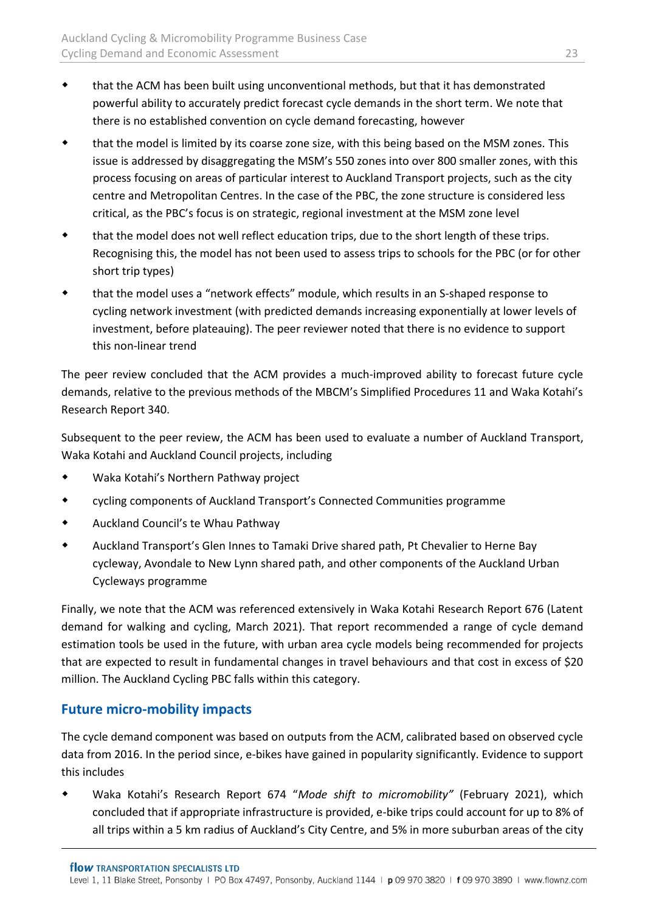- that the ACM has been built using unconventional methods, but that it has demonstrated powerful ability to accurately predict forecast cycle demands in the short term. We note that there is no established convention on cycle demand forecasting, however
- that the model is limited by its coarse zone size, with this being based on the MSM zones. This issue is addressed by disaggregating the MSM's 550 zones into over 800 smaller zones, with this process focusing on areas of particular interest to Auckland Transport projects, such as the city centre and Metropolitan Centres. In the case of the PBC, the zone structure is considered less critical, as the PBC's focus is on strategic, regional investment at the MSM zone level
- that the model does not well reflect education trips, due to the short length of these trips. Recognising this, the model has not been used to assess trips to schools for the PBC (or for other short trip types)
- that the model uses a "network effects" module, which results in an S-shaped response to cycling network investment (with predicted demands increasing exponentially at lower levels of investment, before plateauing). The peer reviewer noted that there is no evidence to support this non-linear trend

The peer review concluded that the ACM provides a much-improved ability to forecast future cycle demands, relative to the previous methods of the MBCM's Simplified Procedures 11 and Waka Kotahi's Research Report 340.

Subsequent to the peer review, the ACM has been used to evaluate a number of Auckland Transport, Waka Kotahi and Auckland Council projects, including

- Waka Kotahi's Northern Pathway project
- cycling components of Auckland Transport's Connected Communities programme
- Auckland Council's te Whau Pathway
- Auckland Transport's Glen Innes to Tamaki Drive shared path, Pt Chevalier to Herne Bay cycleway, Avondale to New Lynn shared path, and other components of the Auckland Urban Cycleways programme

Finally, we note that the ACM was referenced extensively in Waka Kotahi Research Report 676 (Latent demand for walking and cycling, March 2021). That report recommended a range of cycle demand estimation tools be used in the future, with urban area cycle models being recommended for projects that are expected to result in fundamental changes in travel behaviours and that cost in excess of $20 million. The Auckland Cycling PBC falls within this category.

## Future micro-mobility impacts

The cycle demand component was based on outputs from the ACM, calibrated based on observed cycle data from 2016. In the period since, e-bikes have gained in popularity significantly. Evidence to support this includes

- Waka Kotahi's Research Report 674 "*Mode shift to micromobility*" (February 2021), which concluded that if appropriate infrastructure is provided, e-bike trips could account for up to 8% of all trips within a 5 km radius of Auckland's City Centre, and 5% in more suburban areas of the city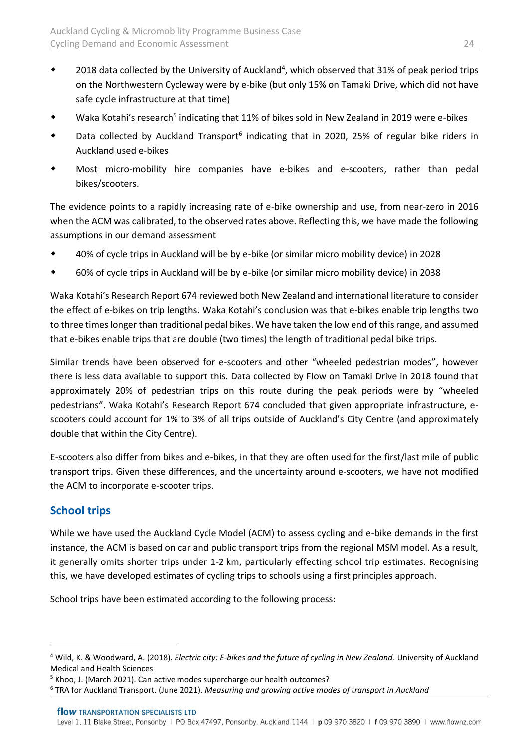- 2018 data collected by the University of Auckland[4], which observed that 31% of peak period trips on the Northwestern Cycleway were by e-bike (but only 15% on Tamaki Drive, which did not have safe cycle infrastructure at that time)
- Waka Kotahi's research[5] indicating that 11% of bikes sold in New Zealand in 2019 were e-bikes
- Data collected by Auckland Transport[6] indicating that in 2020, 25% of regular bike riders in Auckland used e-bikes
- Most micro-mobility hire companies have e-bikes and e-scooters, rather than pedal bikes/scooters.

The evidence points to a rapidly increasing rate of e-bike ownership and use, from near-zero in 2016 when the ACM was calibrated, to the observed rates above. Reflecting this, we have made the following assumptions in our demand assessment

- 40% of cycle trips in Auckland will be by e-bike (or similar micro mobility device) in 2028
- 60% of cycle trips in Auckland will be by e-bike (or similar micro mobility device) in 2038

Waka Kotahi's Research Report 674 reviewed both New Zealand and international literature to consider the effect of e-bikes on trip lengths. Waka Kotahi's conclusion was that e-bikes enable trip lengths two to three times longer than traditional pedal bikes. We have taken the low end of this range, and assumed that e-bikes enable trips that are double (two times) the length of traditional pedal bike trips.

Similar trends have been observed for e-scooters and other "wheeled pedestrian modes", however there is less data available to support this. Data collected by Flow on Tamaki Drive in 2018 found that approximately 20% of pedestrian trips on this route during the peak periods were by "wheeled pedestrians". Waka Kotahi's Research Report 674 concluded that given appropriate infrastructure, e-scooters could account for 1% to 3% of all trips outside of Auckland's City Centre (and approximately double that within the City Centre).

E-scooters also differ from bikes and e-bikes, in that they are often used for the first/last mile of public transport trips. Given these differences, and the uncertainty around e-scooters, we have not modified the ACM to incorporate e-scooter trips.

## School trips

While we have used the Auckland Cycle Model (ACM) to assess cycling and e-bike demands in the first instance, the ACM is based on car and public transport trips from the regional MSM model. As a result, it generally omits shorter trips under 1-2 km, particularly effecting school trip estimates. Recognising this, we have developed estimates of cycling trips to schools using a first principles approach.

School trips have been estimated according to the following process:

---

[4] Wild, K. & Woodward, A. (2018). *Electric city: E-bikes and the future of cycling in New Zealand*. University of Auckland Medical and Health Sciences

[5] Khoo, J. (March 2021). Can active modes supercharge our health outcomes?

[6] TRA for Auckland Transport. (June 2021). *Measuring and growing active modes of transport in Auckland*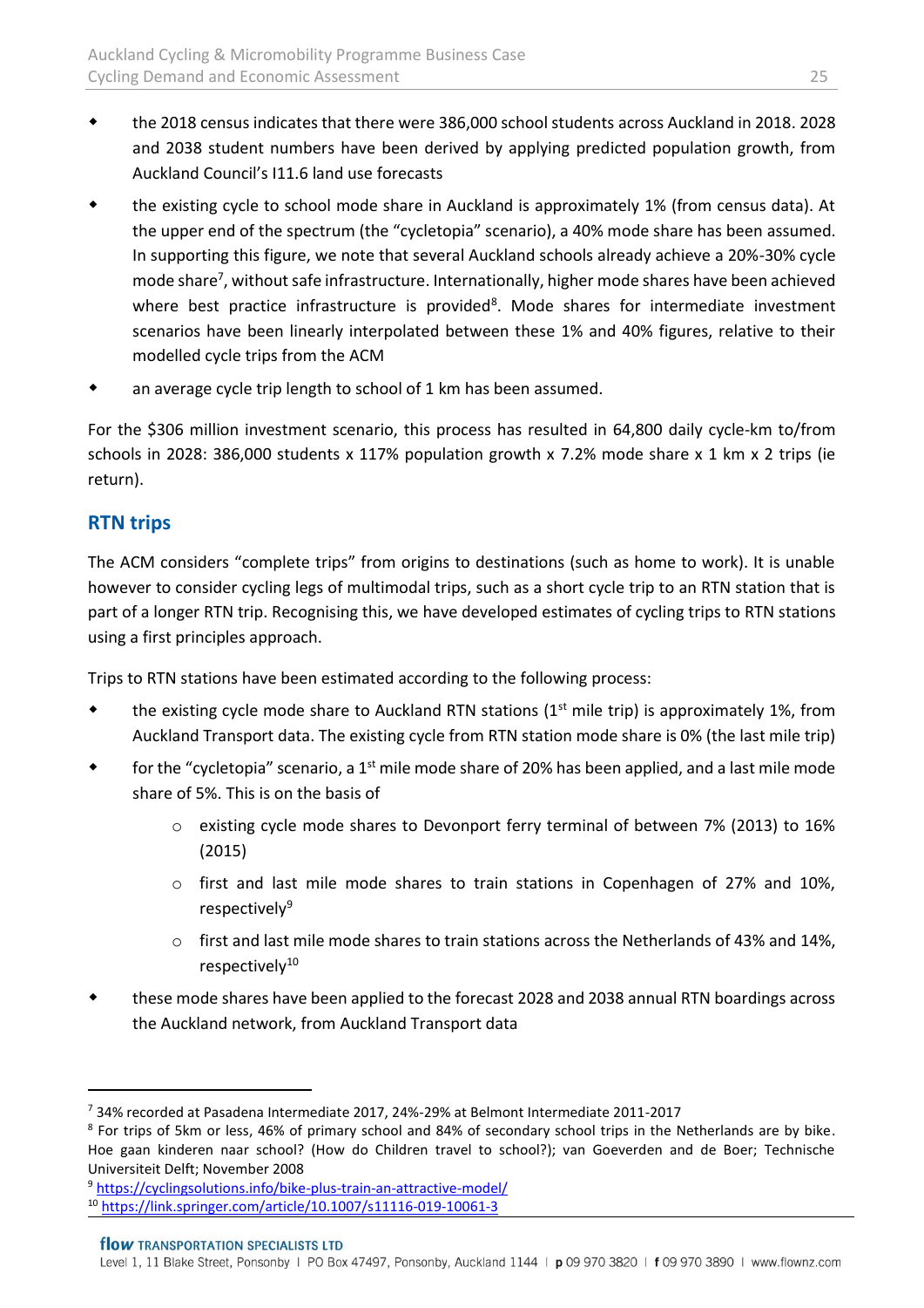- the 2018 census indicates that there were 386,000 school students across Auckland in 2018. 2028 and 2038 student numbers have been derived by applying predicted population growth, from Auckland Council's I11.6 land use forecasts
- the existing cycle to school mode share in Auckland is approximately 1% (from census data). At the upper end of the spectrum (the "cycletopia" scenario), a 40% mode share has been assumed. In supporting this figure, we note that several Auckland schools already achieve a 20%-30% cycle mode share[7], without safe infrastructure. Internationally, higher mode shares have been achieved where best practice infrastructure is provided[8]. Mode shares for intermediate investment scenarios have been linearly interpolated between these 1% and 40% figures, relative to their modelled cycle trips from the ACM
- an average cycle trip length to school of 1 km has been assumed.

For the $306 million investment scenario, this process has resulted in 64,800 daily cycle-km to/from schools in 2028: 386,000 students x 117% population growth x 7.2% mode share x 1 km x 2 trips (ie return).

## RTN trips

The ACM considers "complete trips" from origins to destinations (such as home to work). It is unable however to consider cycling legs of multimodal trips, such as a short cycle trip to an RTN station that is part of a longer RTN trip. Recognising this, we have developed estimates of cycling trips to RTN stations using a first principles approach.

Trips to RTN stations have been estimated according to the following process:

- the existing cycle mode share to Auckland RTN stations (1st mile trip) is approximately 1%, from Auckland Transport data. The existing cycle from RTN station mode share is 0% (the last mile trip)
- for the "cycletopia" scenario, a 1st mile mode share of 20% has been applied, and a last mile mode share of 5%. This is on the basis of
  - existing cycle mode shares to Devonport ferry terminal of between 7% (2013) to 16% (2015)
  - first and last mile mode shares to train stations in Copenhagen of 27% and 10%, respectively[9]
  - first and last mile mode shares to train stations across the Netherlands of 43% and 14%, respectively[10]
- these mode shares have been applied to the forecast 2028 and 2038 annual RTN boardings across the Auckland network, from Auckland Transport data

---

[7] 34% recorded at Pasadena Intermediate 2017, 24%-29% at Belmont Intermediate 2011-2017

[8] For trips of 5km or less, 46% of primary school and 84% of secondary school trips in the Netherlands are by bike. Hoe gaan kinderen naar school? (How do Children travel to school?); van Goeverden and de Boer; Technische Universiteit Delft; November 2008

[9] https://cyclingsolutions.info/bike-plus-train-an-attractive-model/

[10] https://link.springer.com/article/10.1007/s11116-019-10061-3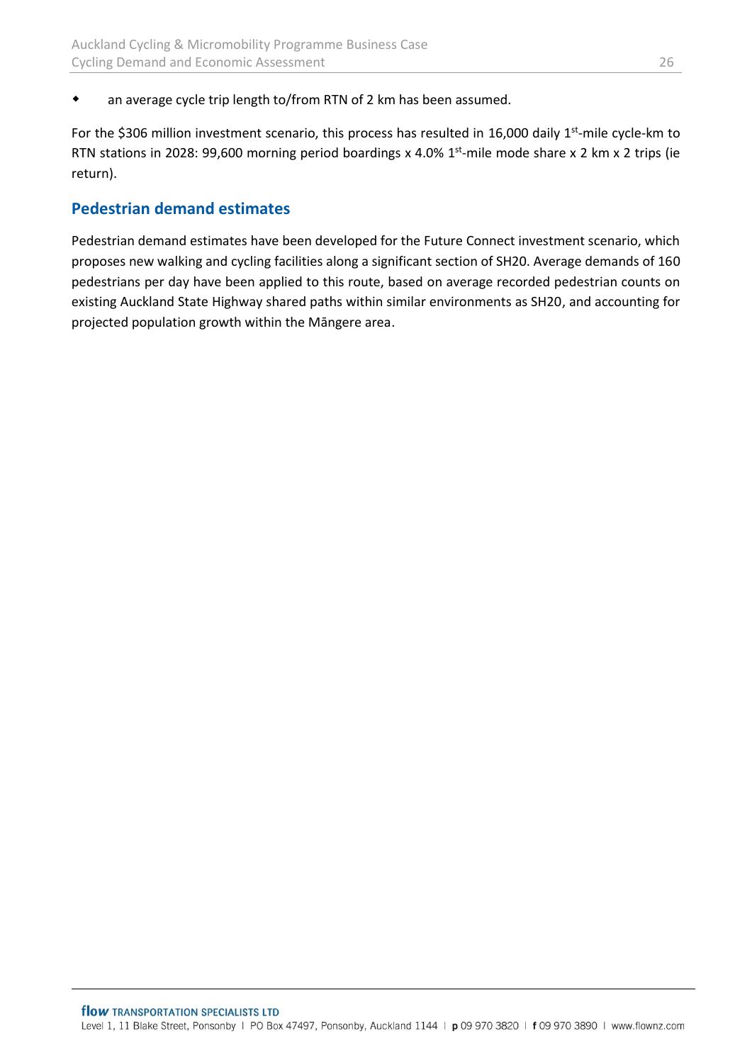- an average cycle trip length to/from RTN of 2 km has been assumed.

For the $306 million investment scenario, this process has resulted in 16,000 daily 1st-mile cycle-km to RTN stations in 2028: 99,600 morning period boardings x 4.0% 1st-mile mode share x 2 km x 2 trips (ie return).

## Pedestrian demand estimates

Pedestrian demand estimates have been developed for the Future Connect investment scenario, which proposes new walking and cycling facilities along a significant section of SH20. Average demands of 160 pedestrians per day have been applied to this route, based on average recorded pedestrian counts on existing Auckland State Highway shared paths within similar environments as SH20, and accounting for projected population growth within the Māngere area.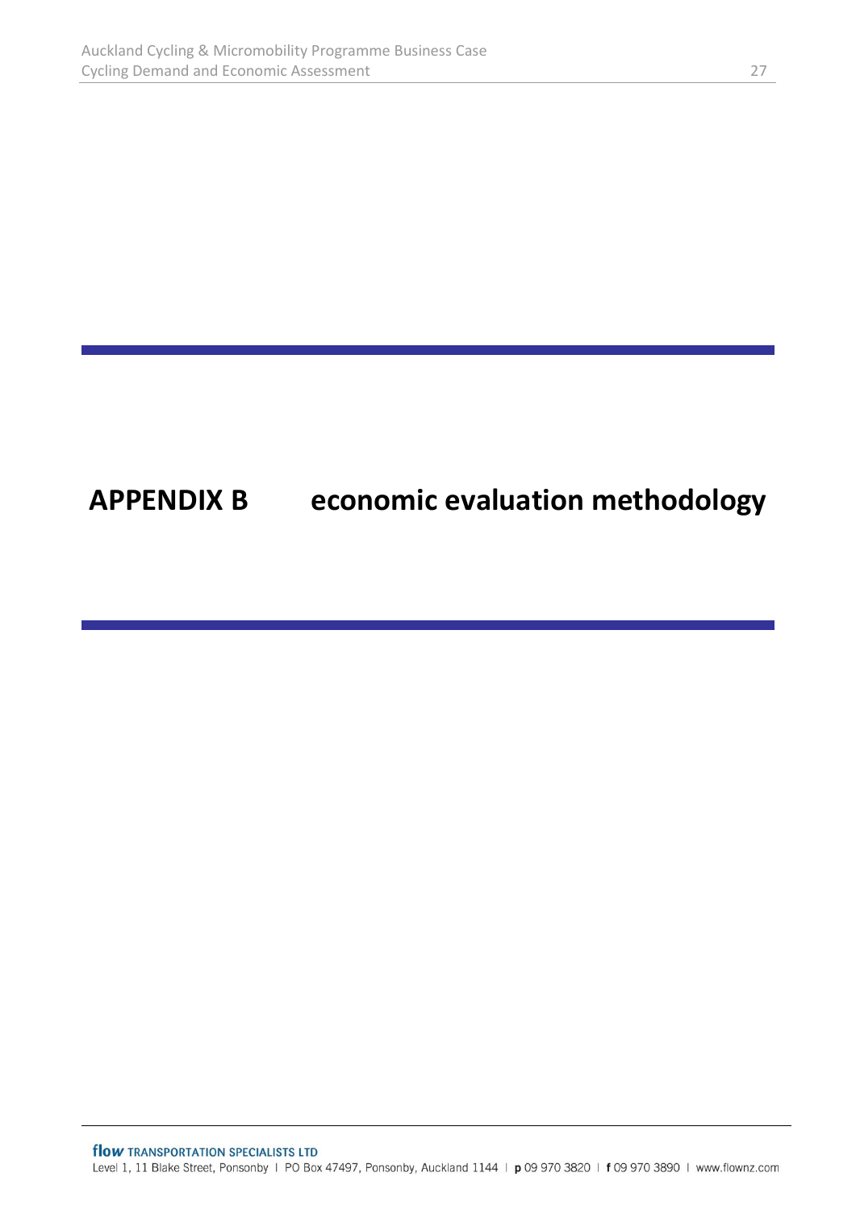# APPENDIX B economic evaluation methodology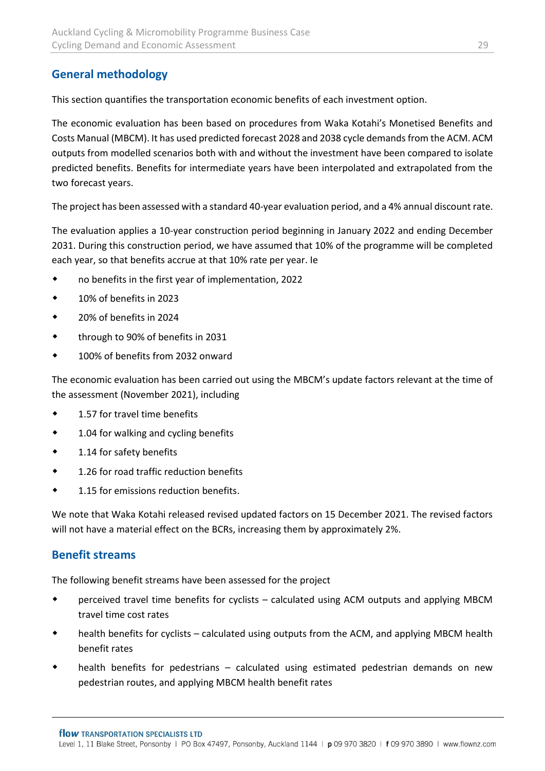## General methodology

This section quantifies the transportation economic benefits of each investment option.

The economic evaluation has been based on procedures from Waka Kotahi's Monetised Benefits and Costs Manual (MBCM). It has used predicted forecast 2028 and 2038 cycle demands from the ACM. ACM outputs from modelled scenarios both with and without the investment have been compared to isolate predicted benefits. Benefits for intermediate years have been interpolated and extrapolated from the two forecast years.

The project has been assessed with a standard 40-year evaluation period, and a 4% annual discount rate.

The evaluation applies a 10-year construction period beginning in January 2022 and ending December 2031. During this construction period, we have assumed that 10% of the programme will be completed each year, so that benefits accrue at that 10% rate per year. Ie

- no benefits in the first year of implementation, 2022
- 10% of benefits in 2023
- 20% of benefits in 2024
- through to 90% of benefits in 2031
- 100% of benefits from 2032 onward

The economic evaluation has been carried out using the MBCM's update factors relevant at the time of the assessment (November 2021), including

- 1.57 for travel time benefits
- 1.04 for walking and cycling benefits
- 1.14 for safety benefits
- 1.26 for road traffic reduction benefits
- 1.15 for emissions reduction benefits.

We note that Waka Kotahi released revised updated factors on 15 December 2021. The revised factors will not have a material effect on the BCRs, increasing them by approximately 2%.

## Benefit streams

The following benefit streams have been assessed for the project

- perceived travel time benefits for cyclists – calculated using ACM outputs and applying MBCM travel time cost rates
- health benefits for cyclists – calculated using outputs from the ACM, and applying MBCM health benefit rates
- health benefits for pedestrians – calculated using estimated pedestrian demands on new pedestrian routes, and applying MBCM health benefit rates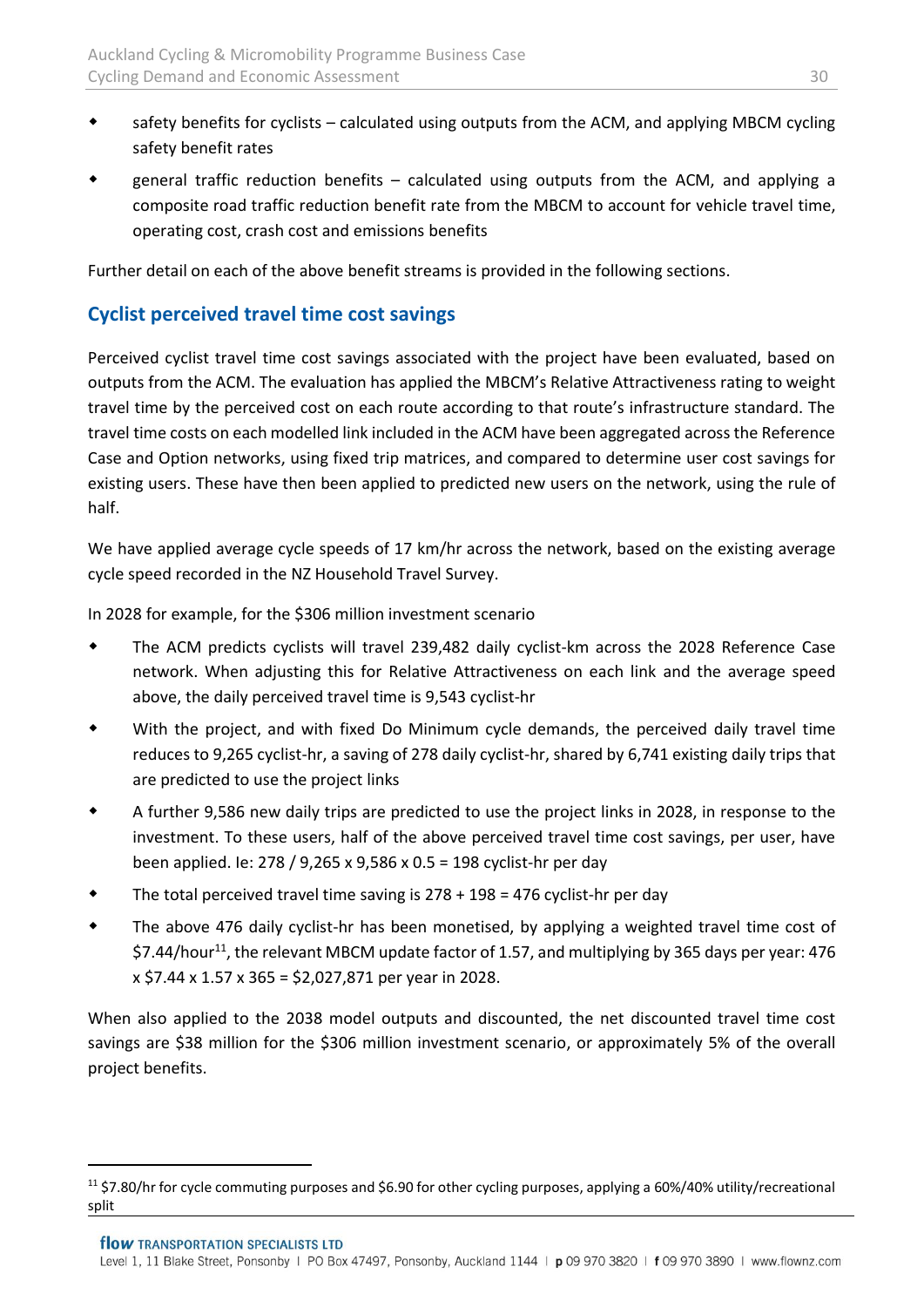- safety benefits for cyclists – calculated using outputs from the ACM, and applying MBCM cycling safety benefit rates
- general traffic reduction benefits – calculated using outputs from the ACM, and applying a composite road traffic reduction benefit rate from the MBCM to account for vehicle travel time, operating cost, crash cost and emissions benefits

Further detail on each of the above benefit streams is provided in the following sections.

## Cyclist perceived travel time cost savings

Perceived cyclist travel time cost savings associated with the project have been evaluated, based on outputs from the ACM. The evaluation has applied the MBCM's Relative Attractiveness rating to weight travel time by the perceived cost on each route according to that route's infrastructure standard. The travel time costs on each modelled link included in the ACM have been aggregated across the Reference Case and Option networks, using fixed trip matrices, and compared to determine user cost savings for existing users. These have then been applied to predicted new users on the network, using the rule of half.

We have applied average cycle speeds of 17 km/hr across the network, based on the existing average cycle speed recorded in the NZ Household Travel Survey.

In 2028 for example, for the $306 million investment scenario

- The ACM predicts cyclists will travel 239,482 daily cyclist-km across the 2028 Reference Case network. When adjusting this for Relative Attractiveness on each link and the average speed above, the daily perceived travel time is 9,543 cyclist-hr
- With the project, and with fixed Do Minimum cycle demands, the perceived daily travel time reduces to 9,265 cyclist-hr, a saving of 278 daily cyclist-hr, shared by 6,741 existing daily trips that are predicted to use the project links
- A further 9,586 new daily trips are predicted to use the project links in 2028, in response to the investment. To these users, half of the above perceived travel time cost savings, per user, have been applied. Ie: 278 / 9,265 x 9,586 x 0.5 = 198 cyclist-hr per day
- The total perceived travel time saving is 278 + 198 = 476 cyclist-hr per day
- The above 476 daily cyclist-hr has been monetised, by applying a weighted travel time cost of $7.44/hour[11], the relevant MBCM update factor of 1.57, and multiplying by 365 days per year: 476 x $7.44 x 1.57 x 365 = $2,027,871 per year in 2028.

When also applied to the 2038 model outputs and discounted, the net discounted travel time cost savings are $38 million for the $306 million investment scenario, or approximately 5% of the overall project benefits.

[11] $7.80/hr for cycle commuting purposes and $6.90 for other cycling purposes, applying a 60%/40% utility/recreational split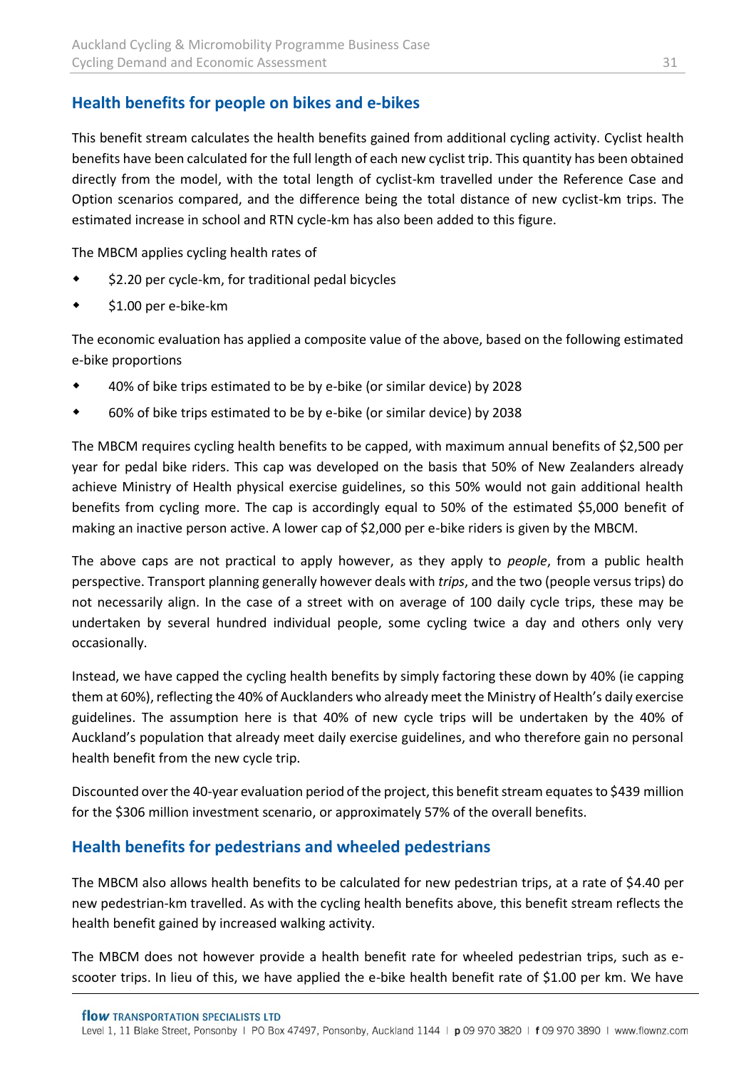## Health benefits for people on bikes and e-bikes

This benefit stream calculates the health benefits gained from additional cycling activity. Cyclist health benefits have been calculated for the full length of each new cyclist trip. This quantity has been obtained directly from the model, with the total length of cyclist-km travelled under the Reference Case and Option scenarios compared, and the difference being the total distance of new cyclist-km trips. The estimated increase in school and RTN cycle-km has also been added to this figure.

The MBCM applies cycling health rates of

- $2.20 per cycle-km, for traditional pedal bicycles
- $1.00 per e-bike-km

The economic evaluation has applied a composite value of the above, based on the following estimated e-bike proportions

- 40% of bike trips estimated to be by e-bike (or similar device) by 2028
- 60% of bike trips estimated to be by e-bike (or similar device) by 2038

The MBCM requires cycling health benefits to be capped, with maximum annual benefits of $2,500 per year for pedal bike riders. This cap was developed on the basis that 50% of New Zealanders already achieve Ministry of Health physical exercise guidelines, so this 50% would not gain additional health benefits from cycling more. The cap is accordingly equal to 50% of the estimated $5,000 benefit of making an inactive person active. A lower cap of $2,000 per e-bike riders is given by the MBCM.

The above caps are not practical to apply however, as they apply to *people*, from a public health perspective. Transport planning generally however deals with *trips*, and the two (people versus trips) do not necessarily align. In the case of a street with on average of 100 daily cycle trips, these may be undertaken by several hundred individual people, some cycling twice a day and others only very occasionally.

Instead, we have capped the cycling health benefits by simply factoring these down by 40% (ie capping them at 60%), reflecting the 40% of Aucklanders who already meet the Ministry of Health's daily exercise guidelines. The assumption here is that 40% of new cycle trips will be undertaken by the 40% of Auckland's population that already meet daily exercise guidelines, and who therefore gain no personal health benefit from the new cycle trip.

Discounted over the 40-year evaluation period of the project, this benefit stream equates to $439 million for the $306 million investment scenario, or approximately 57% of the overall benefits.

## Health benefits for pedestrians and wheeled pedestrians

The MBCM also allows health benefits to be calculated for new pedestrian trips, at a rate of $4.40 per new pedestrian-km travelled. As with the cycling health benefits above, this benefit stream reflects the health benefit gained by increased walking activity.

The MBCM does not however provide a health benefit rate for wheeled pedestrian trips, such as e-scooter trips. In lieu of this, we have applied the e-bike health benefit rate of $1.00 per km. We have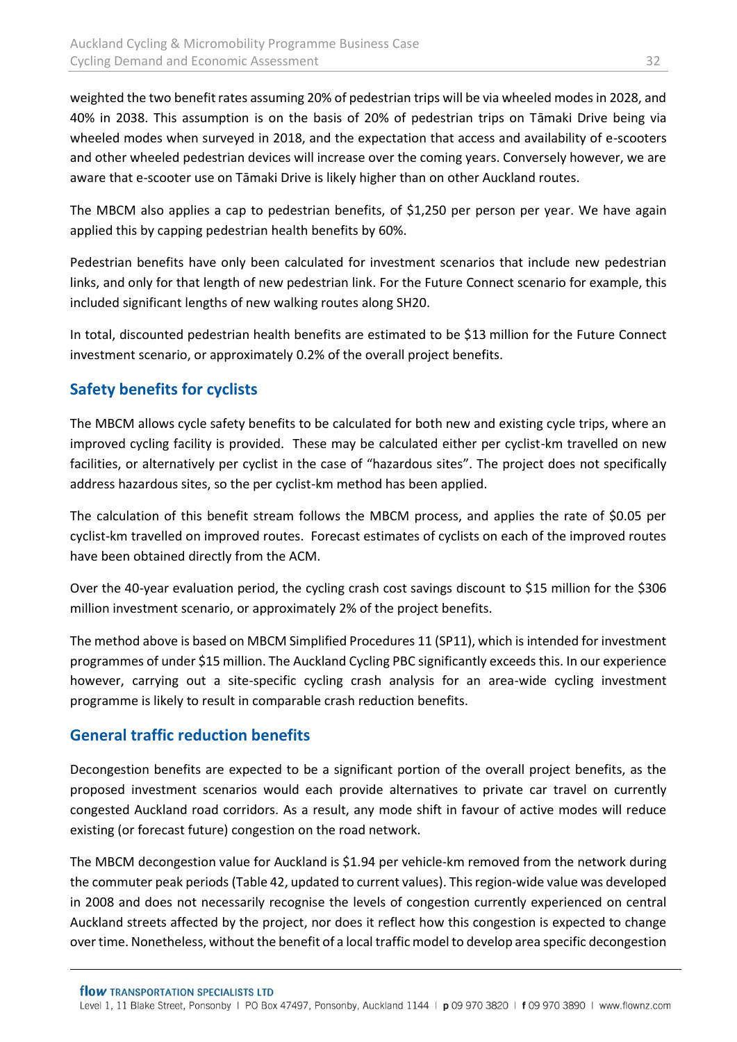weighted the two benefit rates assuming 20% of pedestrian trips will be via wheeled modes in 2028, and 40% in 2038. This assumption is on the basis of 20% of pedestrian trips on Tāmaki Drive being via wheeled modes when surveyed in 2018, and the expectation that access and availability of e-scooters and other wheeled pedestrian devices will increase over the coming years. Conversely however, we are aware that e-scooter use on Tāmaki Drive is likely higher than on other Auckland routes.

The MBCM also applies a cap to pedestrian benefits, of $1,250 per person per year. We have again applied this by capping pedestrian health benefits by 60%.

Pedestrian benefits have only been calculated for investment scenarios that include new pedestrian links, and only for that length of new pedestrian link. For the Future Connect scenario for example, this included significant lengths of new walking routes along SH20.

In total, discounted pedestrian health benefits are estimated to be $13 million for the Future Connect investment scenario, or approximately 0.2% of the overall project benefits.

## Safety benefits for cyclists

The MBCM allows cycle safety benefits to be calculated for both new and existing cycle trips, where an improved cycling facility is provided. These may be calculated either per cyclist-km travelled on new facilities, or alternatively per cyclist in the case of "hazardous sites". The project does not specifically address hazardous sites, so the per cyclist-km method has been applied.

The calculation of this benefit stream follows the MBCM process, and applies the rate of $0.05 per cyclist-km travelled on improved routes. Forecast estimates of cyclists on each of the improved routes have been obtained directly from the ACM.

Over the 40-year evaluation period, the cycling crash cost savings discount to $15 million for the $306 million investment scenario, or approximately 2% of the project benefits.

The method above is based on MBCM Simplified Procedures 11 (SP11), which is intended for investment programmes of under $15 million. The Auckland Cycling PBC significantly exceeds this. In our experience however, carrying out a site-specific cycling crash analysis for an area-wide cycling investment programme is likely to result in comparable crash reduction benefits.

## General traffic reduction benefits

Decongestion benefits are expected to be a significant portion of the overall project benefits, as the proposed investment scenarios would each provide alternatives to private car travel on currently congested Auckland road corridors. As a result, any mode shift in favour of active modes will reduce existing (or forecast future) congestion on the road network.

The MBCM decongestion value for Auckland is $1.94 per vehicle-km removed from the network during the commuter peak periods (Table 42, updated to current values). This region-wide value was developed in 2008 and does not necessarily recognise the levels of congestion currently experienced on central Auckland streets affected by the project, nor does it reflect how this congestion is expected to change over time. Nonetheless, without the benefit of a local traffic model to develop area specific decongestion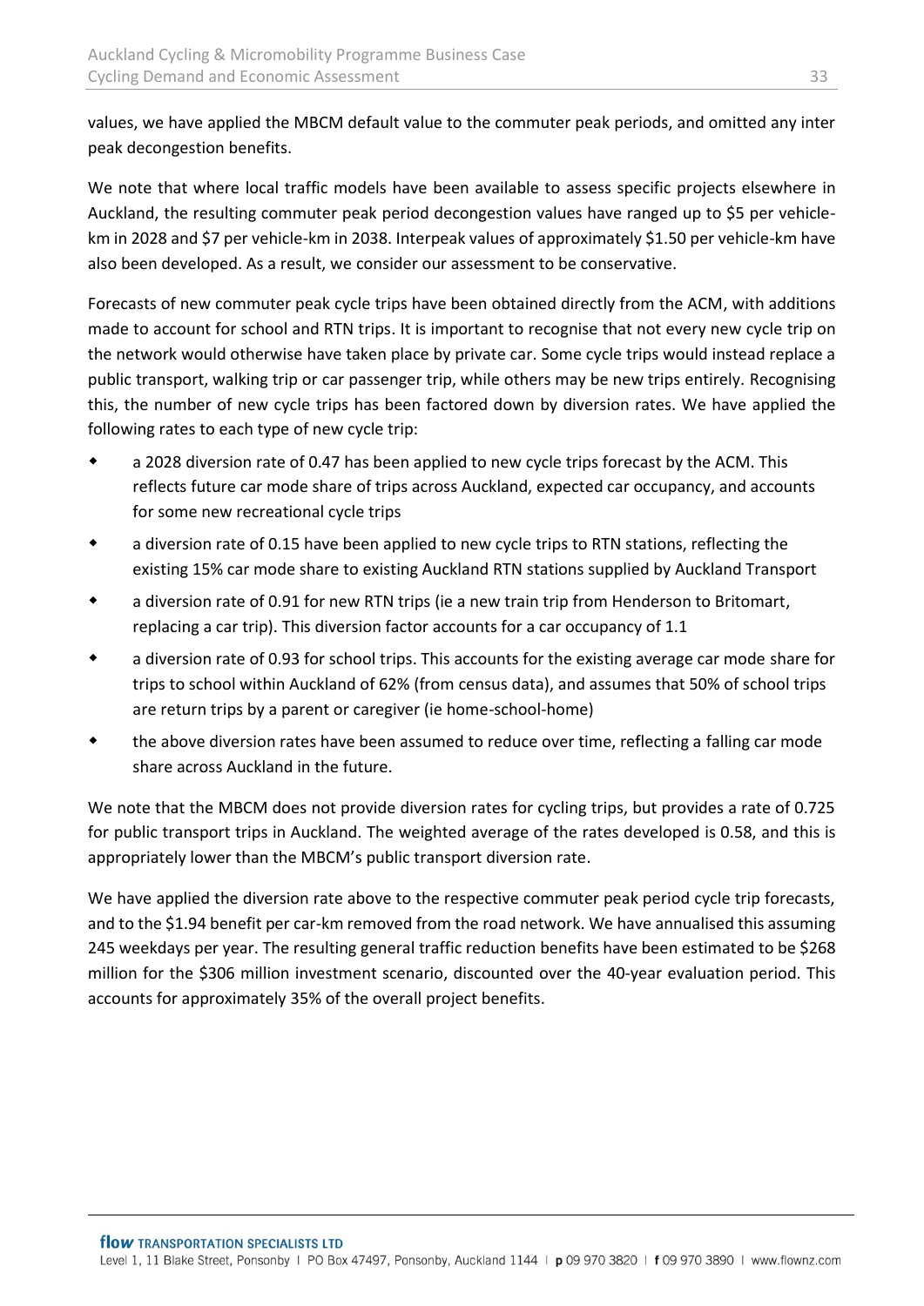values, we have applied the MBCM default value to the commuter peak periods, and omitted any inter peak decongestion benefits.

We note that where local traffic models have been available to assess specific projects elsewhere in Auckland, the resulting commuter peak period decongestion values have ranged up to $5 per vehicle-km in 2028 and $7 per vehicle-km in 2038. Interpeak values of approximately $1.50 per vehicle-km have also been developed. As a result, we consider our assessment to be conservative.

Forecasts of new commuter peak cycle trips have been obtained directly from the ACM, with additions made to account for school and RTN trips. It is important to recognise that not every new cycle trip on the network would otherwise have taken place by private car. Some cycle trips would instead replace a public transport, walking trip or car passenger trip, while others may be new trips entirely. Recognising this, the number of new cycle trips has been factored down by diversion rates. We have applied the following rates to each type of new cycle trip:

- a 2028 diversion rate of 0.47 has been applied to new cycle trips forecast by the ACM. This reflects future car mode share of trips across Auckland, expected car occupancy, and accounts for some new recreational cycle trips
- a diversion rate of 0.15 have been applied to new cycle trips to RTN stations, reflecting the existing 15% car mode share to existing Auckland RTN stations supplied by Auckland Transport
- a diversion rate of 0.91 for new RTN trips (ie a new train trip from Henderson to Britomart, replacing a car trip). This diversion factor accounts for a car occupancy of 1.1
- a diversion rate of 0.93 for school trips. This accounts for the existing average car mode share for trips to school within Auckland of 62% (from census data), and assumes that 50% of school trips are return trips by a parent or caregiver (ie home-school-home)
- the above diversion rates have been assumed to reduce over time, reflecting a falling car mode share across Auckland in the future.

We note that the MBCM does not provide diversion rates for cycling trips, but provides a rate of 0.725 for public transport trips in Auckland. The weighted average of the rates developed is 0.58, and this is appropriately lower than the MBCM's public transport diversion rate.

We have applied the diversion rate above to the respective commuter peak period cycle trip forecasts, and to the $1.94 benefit per car-km removed from the road network. We have annualised this assuming 245 weekdays per year. The resulting general traffic reduction benefits have been estimated to be $268 million for the $306 million investment scenario, discounted over the 40-year evaluation period. This accounts for approximately 35% of the overall project benefits.